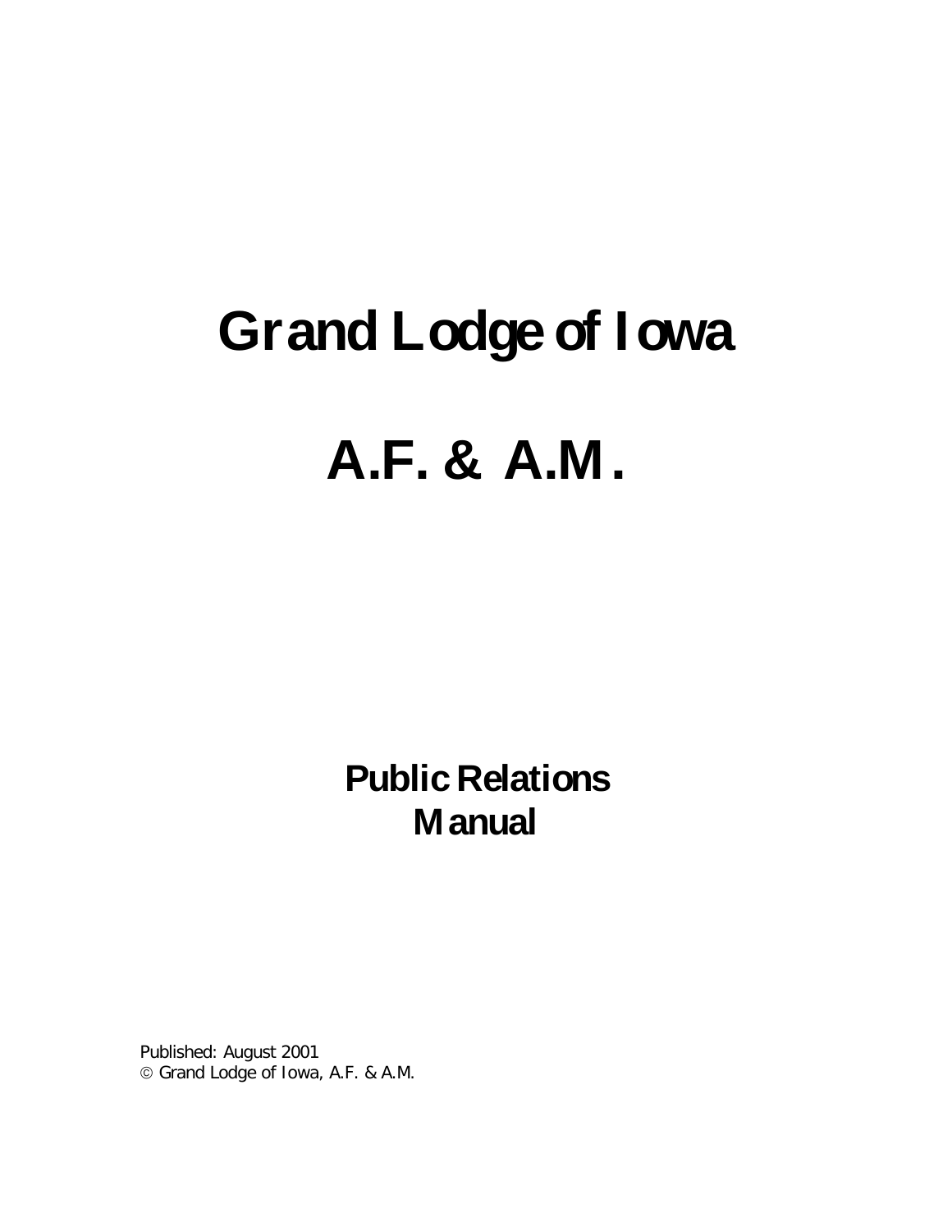# Grand Lodge of Iowa

# A.F. & A.M.

## Public Relations Manual

Published: August 2001

© Grand Lodge of Iowa, A.F. & A.M.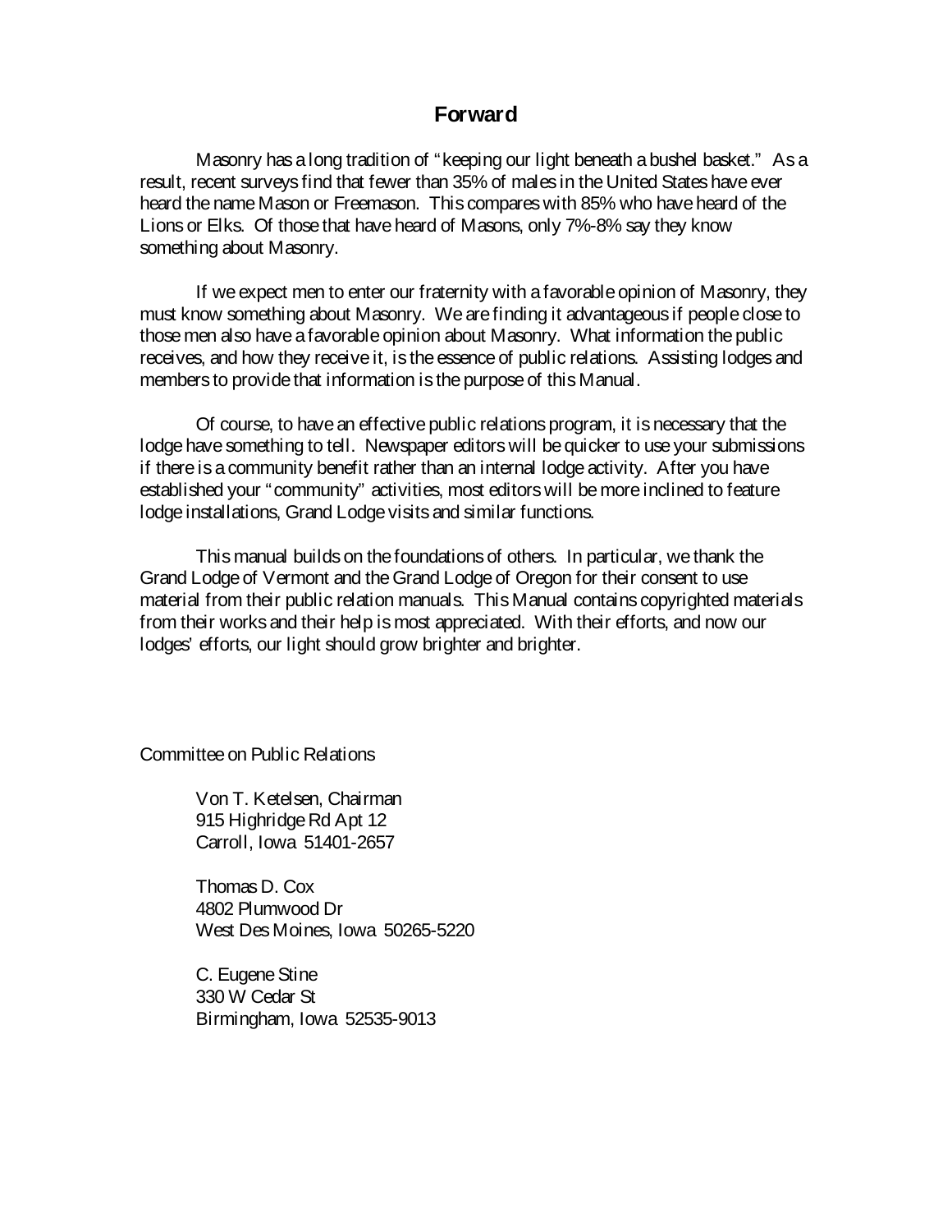# Forward

Masonry has a long tradition of "keeping our light beneath a bushel basket." As a result, recent surveys find that fewer than 35% of males in the United States have ever heard the name Mason or Freemason. This compares with 85% who have heard of the Lions or Elks. Of those that have heard of Masons, only 7%-8% say they know something about Masonry.

If we expect men to enter our fraternity with a favorable opinion of Masonry, they must know something about Masonry. We are finding it advantageous if people close to those men also have a favorable opinion about Masonry. What information the public receives, and how they receive it, is the essence of public relations. Assisting lodges and members to provide that information is the purpose of this Manual.

Of course, to have an effective public relations program, it is necessary that the lodge have something to tell. Newspaper editors will be quicker to use your submissions if there is a community benefit rather than an internal lodge activity. After you have established your "community" activities, most editors will be more inclined to feature lodge installations, Grand Lodge visits and similar functions.

This manual builds on the foundations of others. In particular, we thank the Grand Lodge of Vermont and the Grand Lodge of Oregon for their consent to use material from their public relation manuals. This Manual contains copyrighted materials from their works and their help is most appreciated. With their efforts, and now our lodges' efforts, our light should grow brighter and brighter.

Committee on Public Relations

Von T. Ketelsen, Chairman
915 Highridge Rd Apt 12
Carroll, Iowa 51401-2657

Thomas D. Cox
4802 Plumwood Dr
West Des Moines, Iowa 50265-5220

C. Eugene Stine
330 W Cedar St
Birmingham, Iowa 52535-9013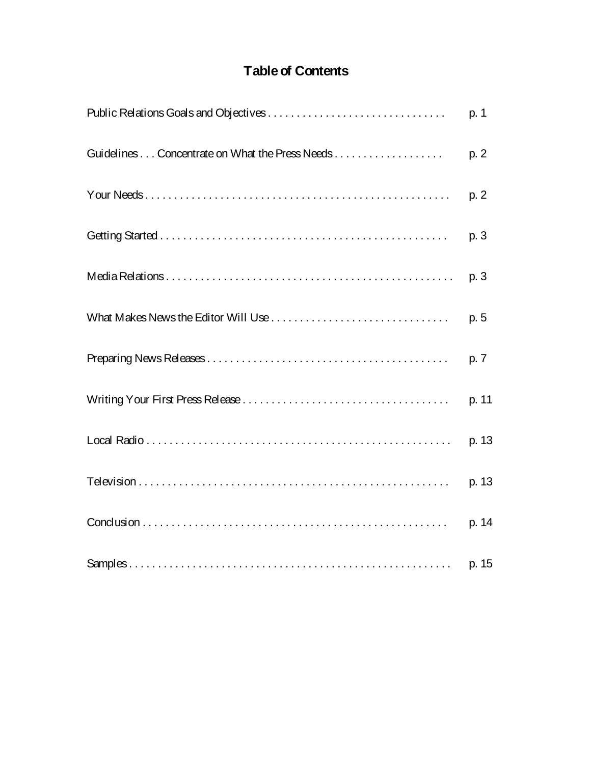# Table of Contents

| | |
|---|---|
| Public Relations Goals and Objectives . . . . . . . . . . . . . . . . . . . . . . . . . . . . . . | p. 1 |
| Guidelines . . . Concentrate on What the Press Needs . . . . . . . . . . . . . . . . . . . | p. 2 |
| Your Needs . . . . . . . . . . . . . . . . . . . . . . . . . . . . . . . . . . . . . . . . . . . . . . . . . . . . | p. 2 |
| Getting Started . . . . . . . . . . . . . . . . . . . . . . . . . . . . . . . . . . . . . . . . . . . . . . . . . | p. 3 |
| Media Relations . . . . . . . . . . . . . . . . . . . . . . . . . . . . . . . . . . . . . . . . . . . . . . . . . | p. 3 |
| What Makes News the Editor Will Use . . . . . . . . . . . . . . . . . . . . . . . . . . . . . . . | p. 5 |
| Preparing News Releases . . . . . . . . . . . . . . . . . . . . . . . . . . . . . . . . . . . . . . . . . | p. 7 |
| Writing Your First Press Release . . . . . . . . . . . . . . . . . . . . . . . . . . . . . . . . . . . | p. 11 |
| Local Radio . . . . . . . . . . . . . . . . . . . . . . . . . . . . . . . . . . . . . . . . . . . . . . . . . . . . | p. 13 |
| Television . . . . . . . . . . . . . . . . . . . . . . . . . . . . . . . . . . . . . . . . . . . . . . . . . . . . . | p. 13 |
| Conclusion . . . . . . . . . . . . . . . . . . . . . . . . . . . . . . . . . . . . . . . . . . . . . . . . . . . . | p. 14 |
| Samples . . . . . . . . . . . . . . . . . . . . . . . . . . . . . . . . . . . . . . . . . . . . . . . . . . . . . . | p. 15 |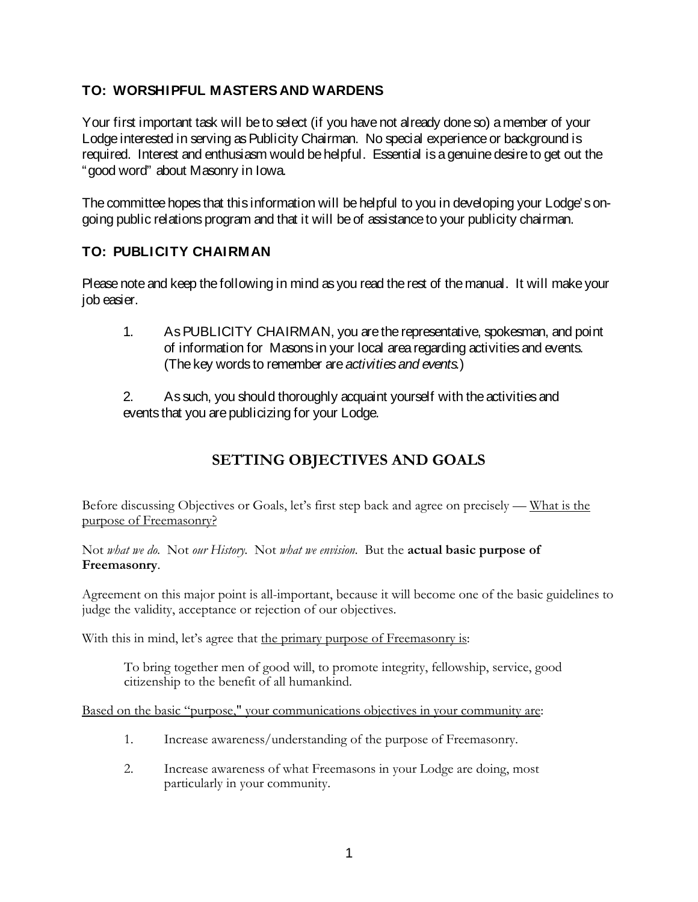### TO: WORSHIPFUL MASTERS AND WARDENS

Your first important task will be to select (if you have not already done so) a member of your Lodge interested in serving as Publicity Chairman. No special experience or background is required. Interest and enthusiasm would be helpful. Essential is a genuine desire to get out the "good word" about Masonry in Iowa.

The committee hopes that this information will be helpful to you in developing your Lodge's on-going public relations program and that it will be of assistance to your publicity chairman.

### TO: PUBLICITY CHAIRMAN

Please note and keep the following in mind as you read the rest of the manual. It will make your job easier.

1. As PUBLICITY CHAIRMAN, you are the representative, spokesman, and point of information for Masons in your local area regarding activities and events. (The key words to remember are *activities and events.*)

2. As such, you should thoroughly acquaint yourself with the activities and events that you are publicizing for your Lodge.

## SETTING OBJECTIVES AND GOALS

Before discussing Objectives or Goals, let's first step back and agree on precisely — What is the purpose of Freemasonry?

Not *what we do.* Not *our History.* Not *what we envision.* But the **actual basic purpose of Freemasonry**.

Agreement on this major point is all-important, because it will become one of the basic guidelines to judge the validity, acceptance or rejection of our objectives.

With this in mind, let's agree that the primary purpose of Freemasonry is:

> To bring together men of good will, to promote integrity, fellowship, service, good citizenship to the benefit of all humankind.

Based on the basic "purpose," your communications objectives in your community are:

1. Increase awareness/understanding of the purpose of Freemasonry.

2. Increase awareness of what Freemasons in your Lodge are doing, most particularly in your community.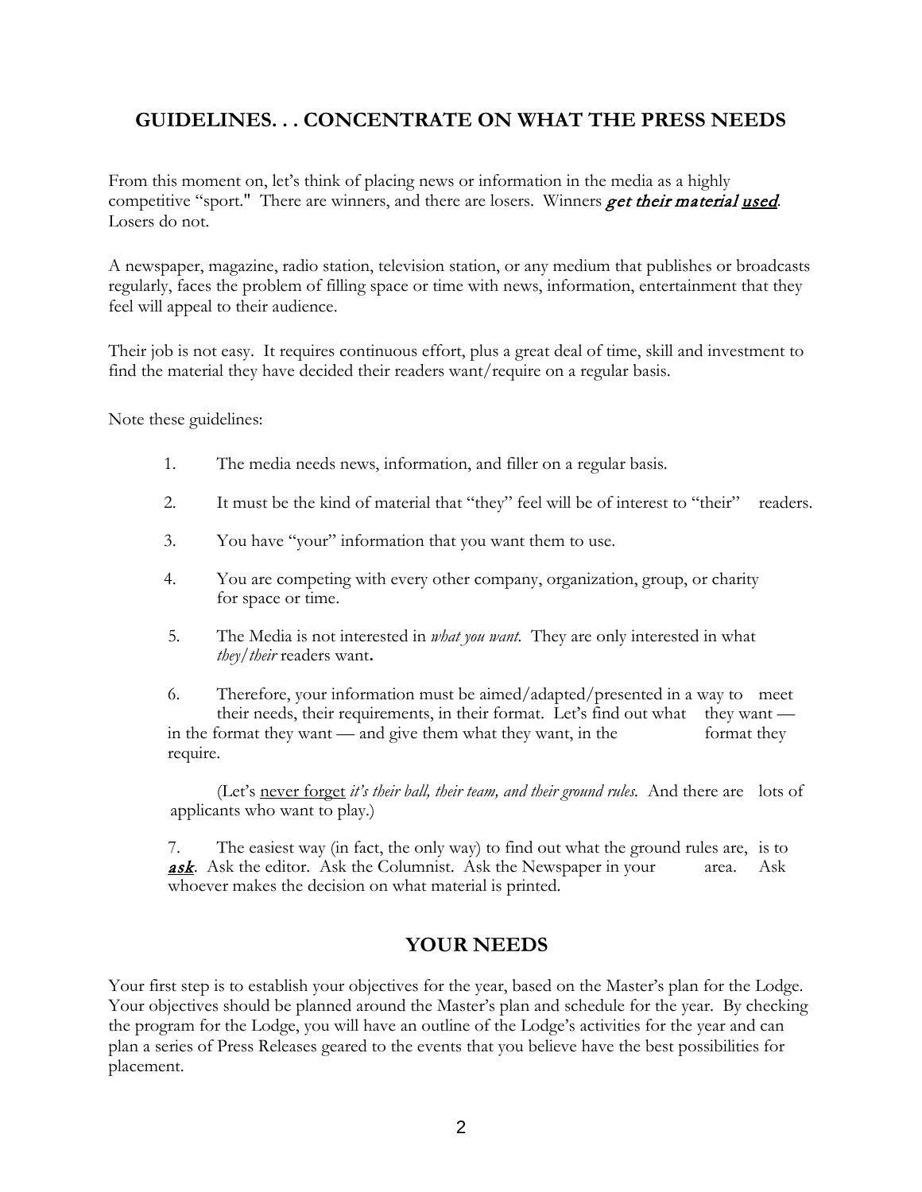## GUIDELINES. . . CONCENTRATE ON WHAT THE PRESS NEEDS

From this moment on, let's think of placing news or information in the media as a highly competitive "sport." There are winners, and there are losers. Winners ***get their material <u>used</u>***. Losers do not.

A newspaper, magazine, radio station, television station, or any medium that publishes or broadcasts regularly, faces the problem of filling space or time with news, information, entertainment that they feel will appeal to their audience.

Their job is not easy. It requires continuous effort, plus a great deal of time, skill and investment to find the material they have decided their readers want/require on a regular basis.

Note these guidelines:

1. The media needs news, information, and filler on a regular basis.
2. It must be the kind of material that "they" feel will be of interest to "their" readers.
3. You have "your" information that you want them to use.
4. You are competing with every other company, organization, group, or charity for space or time.
5. The Media is not interested in *what you want.* They are only interested in what *they/their* readers want**.**
6. Therefore, your information must be aimed/adapted/presented in a way to meet their needs, their requirements, in their format. Let's find out what they want — in the format they want — and give them what they want, in the format they require.

   (Let's <u>never forget</u> *it's their ball, their team, and their ground rules.* And there are lots of applicants who want to play.)

7. The easiest way (in fact, the only way) to find out what the ground rules are, is to ***<u>ask</u>***. Ask the editor. Ask the Columnist. Ask the Newspaper in your area. Ask whoever makes the decision on what material is printed.

## YOUR NEEDS

Your first step is to establish your objectives for the year, based on the Master's plan for the Lodge. Your objectives should be planned around the Master's plan and schedule for the year. By checking the program for the Lodge, you will have an outline of the Lodge's activities for the year and can plan a series of Press Releases geared to the events that you believe have the best possibilities for placement.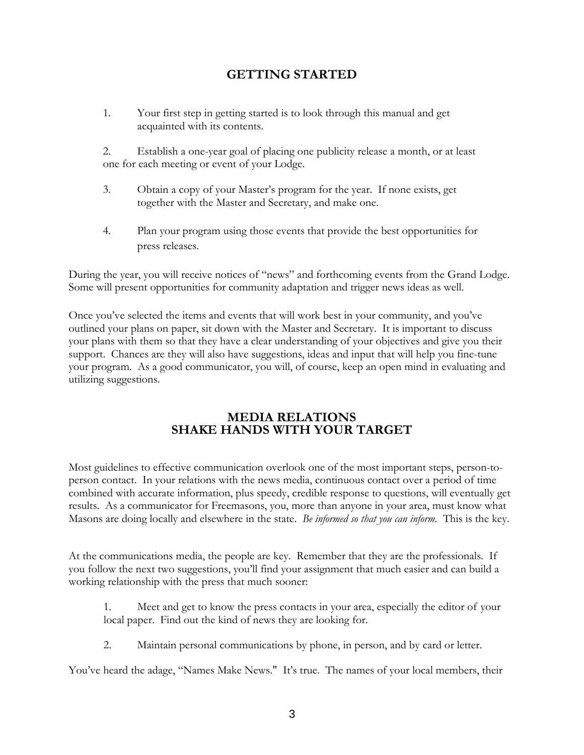## GETTING STARTED

1. Your first step in getting started is to look through this manual and get acquainted with its contents.

2. Establish a one-year goal of placing one publicity release a month, or at least one for each meeting or event of your Lodge.

3. Obtain a copy of your Master's program for the year. If none exists, get together with the Master and Secretary, and make one.

4. Plan your program using those events that provide the best opportunities for press releases.

During the year, you will receive notices of "news" and forthcoming events from the Grand Lodge. Some will present opportunities for community adaptation and trigger news ideas as well.

Once you've selected the items and events that will work best in your community, and you've outlined your plans on paper, sit down with the Master and Secretary. It is important to discuss your plans with them so that they have a clear understanding of your objectives and give you their support. Chances are they will also have suggestions, ideas and input that will help you fine-tune your program. As a good communicator, you will, of course, keep an open mind in evaluating and utilizing suggestions.

## MEDIA RELATIONS
## SHAKE HANDS WITH YOUR TARGET

Most guidelines to effective communication overlook one of the most important steps, person-to-person contact. In your relations with the news media, continuous contact over a period of time combined with accurate information, plus speedy, credible response to questions, will eventually get results. As a communicator for Freemasons, you, more than anyone in your area, must know what Masons are doing locally and elsewhere in the state. *Be informed so that you can inform.* This is the key.

At the communications media, the people are key. Remember that they are the professionals. If you follow the next two suggestions, you'll find your assignment that much easier and can build a working relationship with the press that much sooner:

1. Meet and get to know the press contacts in your area, especially the editor of your local paper. Find out the kind of news they are looking for.

2. Maintain personal communications by phone, in person, and by card or letter.

You've heard the adage, "Names Make News." It's true. The names of your local members, their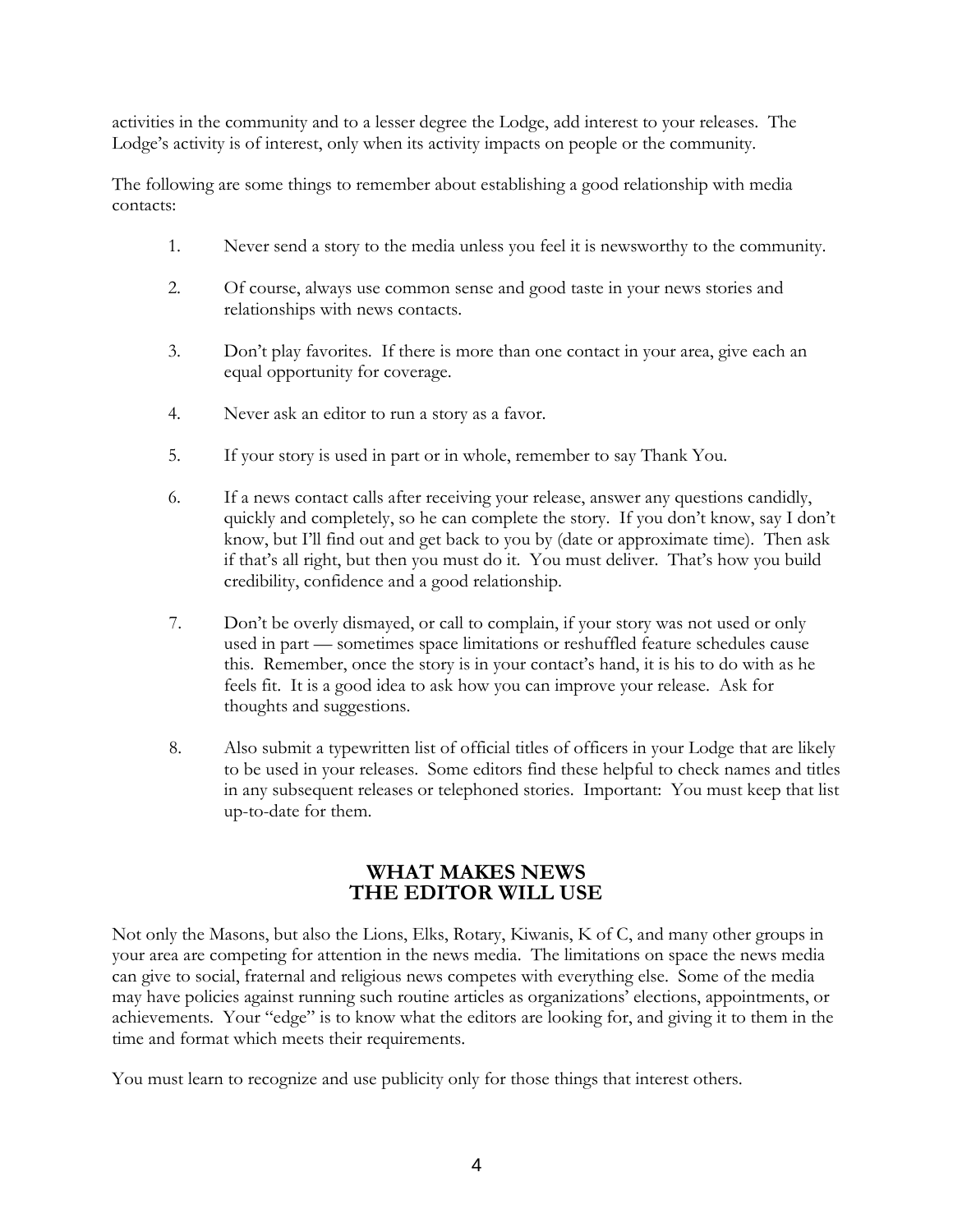activities in the community and to a lesser degree the Lodge, add interest to your releases. The Lodge's activity is of interest, only when its activity impacts on people or the community.

The following are some things to remember about establishing a good relationship with media contacts:

1. Never send a story to the media unless you feel it is newsworthy to the community.

2. Of course, always use common sense and good taste in your news stories and relationships with news contacts.

3. Don't play favorites. If there is more than one contact in your area, give each an equal opportunity for coverage.

4. Never ask an editor to run a story as a favor.

5. If your story is used in part or in whole, remember to say Thank You.

6. If a news contact calls after receiving your release, answer any questions candidly, quickly and completely, so he can complete the story. If you don't know, say I don't know, but I'll find out and get back to you by (date or approximate time). Then ask if that's all right, but then you must do it. You must deliver. That's how you build credibility, confidence and a good relationship.

7. Don't be overly dismayed, or call to complain, if your story was not used or only used in part — sometimes space limitations or reshuffled feature schedules cause this. Remember, once the story is in your contact's hand, it is his to do with as he feels fit. It is a good idea to ask how you can improve your release. Ask for thoughts and suggestions.

8. Also submit a typewritten list of official titles of officers in your Lodge that are likely to be used in your releases. Some editors find these helpful to check names and titles in any subsequent releases or telephoned stories. Important: You must keep that list up-to-date for them.

## WHAT MAKES NEWS THE EDITOR WILL USE

Not only the Masons, but also the Lions, Elks, Rotary, Kiwanis, K of C, and many other groups in your area are competing for attention in the news media. The limitations on space the news media can give to social, fraternal and religious news competes with everything else. Some of the media may have policies against running such routine articles as organizations' elections, appointments, or achievements. Your "edge" is to know what the editors are looking for, and giving it to them in the time and format which meets their requirements.

You must learn to recognize and use publicity only for those things that interest others.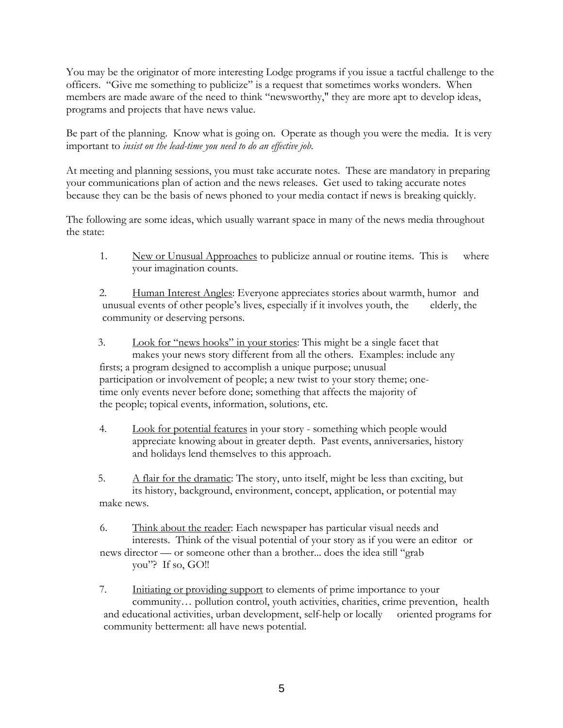You may be the originator of more interesting Lodge programs if you issue a tactful challenge to the officers. "Give me something to publicize" is a request that sometimes works wonders. When members are made aware of the need to think "newsworthy," they are more apt to develop ideas, programs and projects that have news value.

Be part of the planning. Know what is going on. Operate as though you were the media. It is very important to *insist on the lead-time you need to do an effective job.*

At meeting and planning sessions, you must take accurate notes. These are mandatory in preparing your communications plan of action and the news releases. Get used to taking accurate notes because they can be the basis of news phoned to your media contact if news is breaking quickly.

The following are some ideas, which usually warrant space in many of the news media throughout the state:

1. New or Unusual Approaches to publicize annual or routine items. This is where your imagination counts.

2. Human Interest Angles: Everyone appreciates stories about warmth, humor and unusual events of other people's lives, especially if it involves youth, the elderly, the community or deserving persons.

3. Look for "news hooks" in your stories: This might be a single facet that makes your news story different from all the others. Examples: include any firsts; a program designed to accomplish a unique purpose; unusual participation or involvement of people; a new twist to your story theme; one-time only events never before done; something that affects the majority of the people; topical events, information, solutions, etc.

4. Look for potential features in your story - something which people would appreciate knowing about in greater depth. Past events, anniversaries, history and holidays lend themselves to this approach.

5. A flair for the dramatic: The story, unto itself, might be less than exciting, but its history, background, environment, concept, application, or potential may make news.

6. Think about the reader: Each newspaper has particular visual needs and interests. Think of the visual potential of your story as if you were an editor or news director — or someone other than a brother... does the idea still "grab you"? If so, GO!!

7. Initiating or providing support to elements of prime importance to your community… pollution control, youth activities, charities, crime prevention, health and educational activities, urban development, self-help or locally oriented programs for community betterment: all have news potential.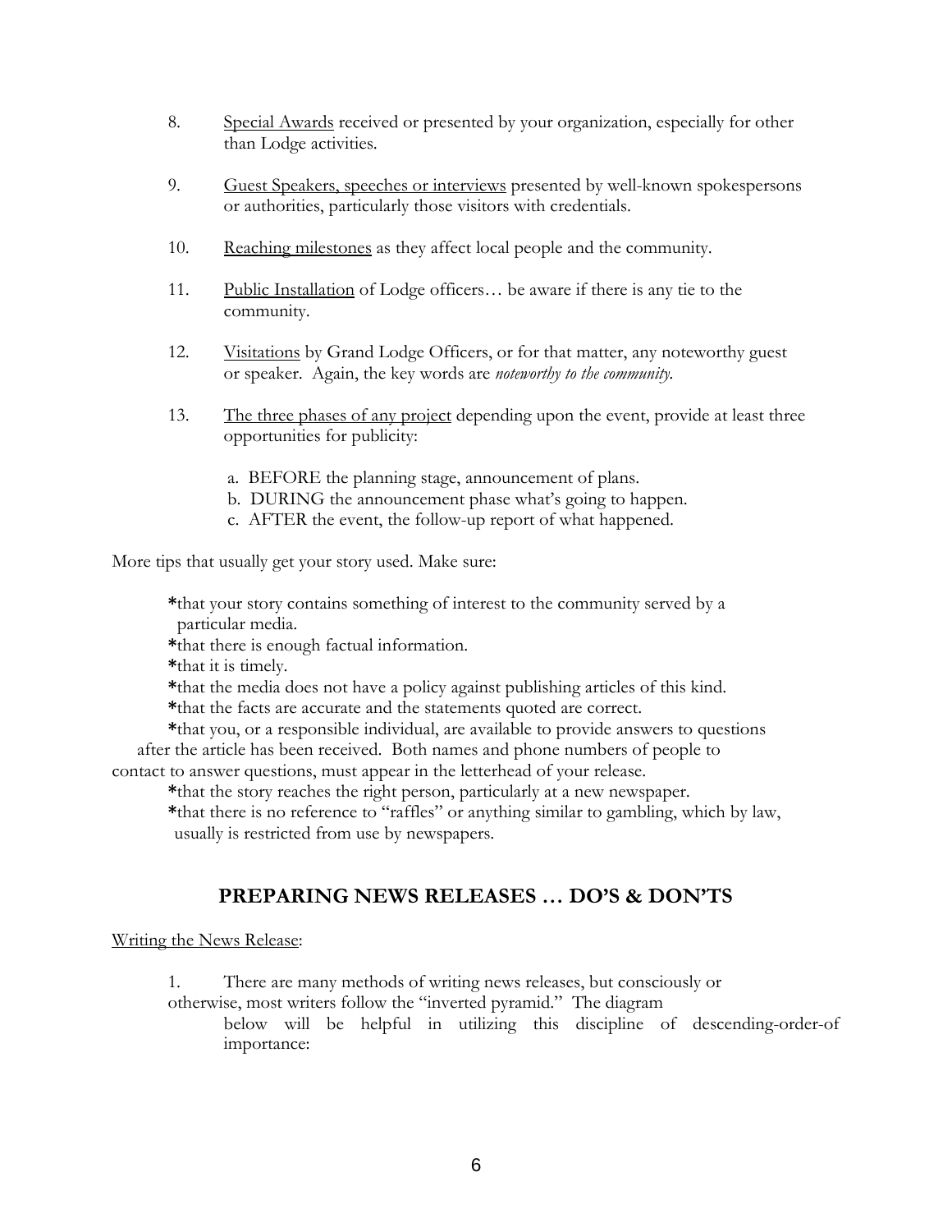8. <u>Special Awards</u> received or presented by your organization, especially for other than Lodge activities.

9. <u>Guest Speakers, speeches or interviews</u> presented by well-known spokespersons or authorities, particularly those visitors with credentials.

10. <u>Reaching milestones</u> as they affect local people and the community.

11. <u>Public Installation</u> of Lodge officers… be aware if there is any tie to the community.

12. <u>Visitations</u> by Grand Lodge Officers, or for that matter, any noteworthy guest or speaker. Again, the key words are *noteworthy to the community.*

13. <u>The three phases of any project</u> depending upon the event, provide at least three opportunities for publicity:

    a. BEFORE the planning stage, announcement of plans.
    b. DURING the announcement phase what's going to happen.
    c. AFTER the event, the follow-up report of what happened.

More tips that usually get your story used. Make sure:

**\***that your story contains something of interest to the community served by a particular media.
**\***that there is enough factual information.
**\***that it is timely.
**\***that the media does not have a policy against publishing articles of this kind.
**\***that the facts are accurate and the statements quoted are correct.
**\***that you, or a responsible individual, are available to provide answers to questions after the article has been received. Both names and phone numbers of people to contact to answer questions, must appear in the letterhead of your release.
**\***that the story reaches the right person, particularly at a new newspaper.
**\***that there is no reference to "raffles" or anything similar to gambling, which by law, usually is restricted from use by newspapers.

## PREPARING NEWS RELEASES … DO'S & DON'TS

<u>Writing the News Release</u>:

1. There are many methods of writing news releases, but consciously or otherwise, most writers follow the "inverted pyramid." The diagram below will be helpful in utilizing this discipline of descending-order-of importance: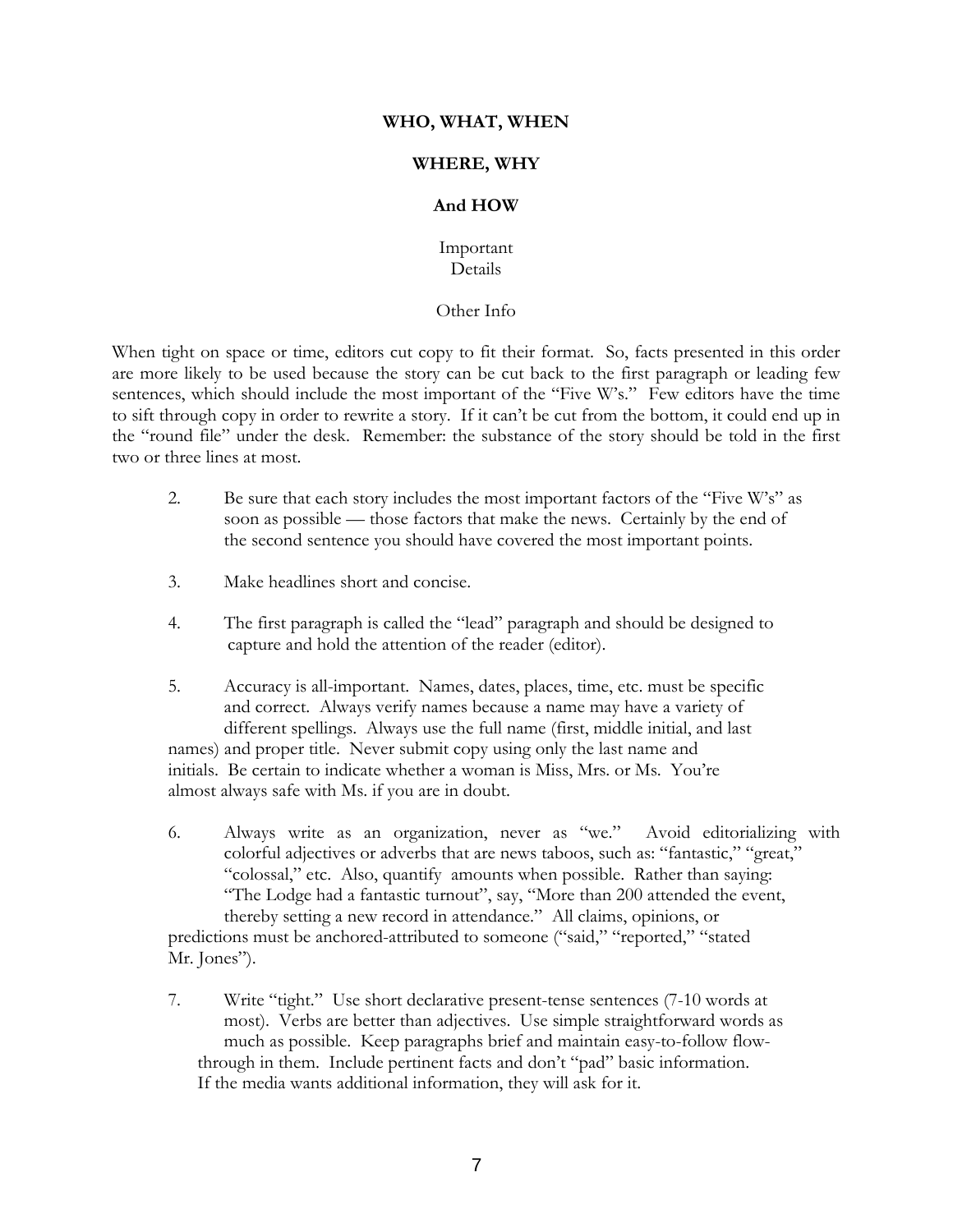**WHO, WHAT, WHEN**

**WHERE, WHY**

**And HOW**

Important
Details

Other Info

When tight on space or time, editors cut copy to fit their format. So, facts presented in this order are more likely to be used because the story can be cut back to the first paragraph or leading few sentences, which should include the most important of the "Five W's." Few editors have the time to sift through copy in order to rewrite a story. If it can't be cut from the bottom, it could end up in the "round file" under the desk. Remember: the substance of the story should be told in the first two or three lines at most.

2. Be sure that each story includes the most important factors of the "Five W's" as soon as possible — those factors that make the news. Certainly by the end of the second sentence you should have covered the most important points.

3. Make headlines short and concise.

4. The first paragraph is called the "lead" paragraph and should be designed to capture and hold the attention of the reader (editor).

5. Accuracy is all-important. Names, dates, places, time, etc. must be specific and correct. Always verify names because a name may have a variety of different spellings. Always use the full name (first, middle initial, and last names) and proper title. Never submit copy using only the last name and initials. Be certain to indicate whether a woman is Miss, Mrs. or Ms. You're almost always safe with Ms. if you are in doubt.

6. Always write as an organization, never as "we." Avoid editorializing with colorful adjectives or adverbs that are news taboos, such as: "fantastic," "great," "colossal," etc. Also, quantify amounts when possible. Rather than saying: "The Lodge had a fantastic turnout", say, "More than 200 attended the event, thereby setting a new record in attendance." All claims, opinions, or predictions must be anchored-attributed to someone ("said," "reported," "stated Mr. Jones").

7. Write "tight." Use short declarative present-tense sentences (7-10 words at most). Verbs are better than adjectives. Use simple straightforward words as much as possible. Keep paragraphs brief and maintain easy-to-follow flow-through in them. Include pertinent facts and don't "pad" basic information. If the media wants additional information, they will ask for it.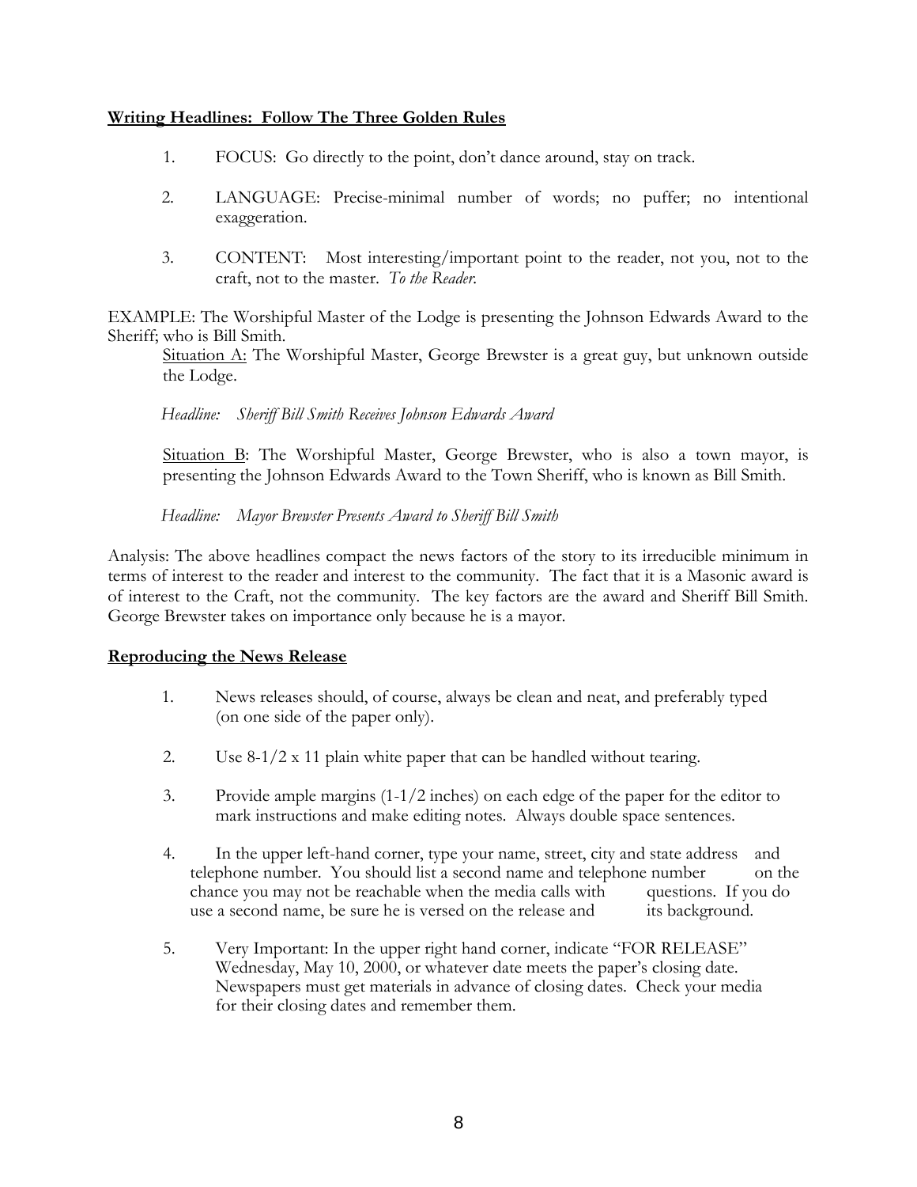**Writing Headlines: Follow The Three Golden Rules**

1. FOCUS: Go directly to the point, don't dance around, stay on track.

2. LANGUAGE: Precise-minimal number of words; no puffer; no intentional exaggeration.

3. CONTENT: Most interesting/important point to the reader, not you, not to the craft, not to the master. *To the Reader.*

EXAMPLE: The Worshipful Master of the Lodge is presenting the Johnson Edwards Award to the Sheriff; who is Bill Smith.

Situation A: The Worshipful Master, George Brewster is a great guy, but unknown outside the Lodge.

*Headline: Sheriff Bill Smith Receives Johnson Edwards Award*

Situation B: The Worshipful Master, George Brewster, who is also a town mayor, is presenting the Johnson Edwards Award to the Town Sheriff, who is known as Bill Smith.

*Headline: Mayor Brewster Presents Award to Sheriff Bill Smith*

Analysis: The above headlines compact the news factors of the story to its irreducible minimum in terms of interest to the reader and interest to the community. The fact that it is a Masonic award is of interest to the Craft, not the community. The key factors are the award and Sheriff Bill Smith. George Brewster takes on importance only because he is a mayor.

**Reproducing the News Release**

1. News releases should, of course, always be clean and neat, and preferably typed (on one side of the paper only).

2. Use 8-1/2 x 11 plain white paper that can be handled without tearing.

3. Provide ample margins (1-1/2 inches) on each edge of the paper for the editor to mark instructions and make editing notes. Always double space sentences.

4. In the upper left-hand corner, type your name, street, city and state address and telephone number. You should list a second name and telephone number on the chance you may not be reachable when the media calls with questions. If you do use a second name, be sure he is versed on the release and its background.

5. Very Important: In the upper right hand corner, indicate "FOR RELEASE" Wednesday, May 10, 2000, or whatever date meets the paper's closing date. Newspapers must get materials in advance of closing dates. Check your media for their closing dates and remember them.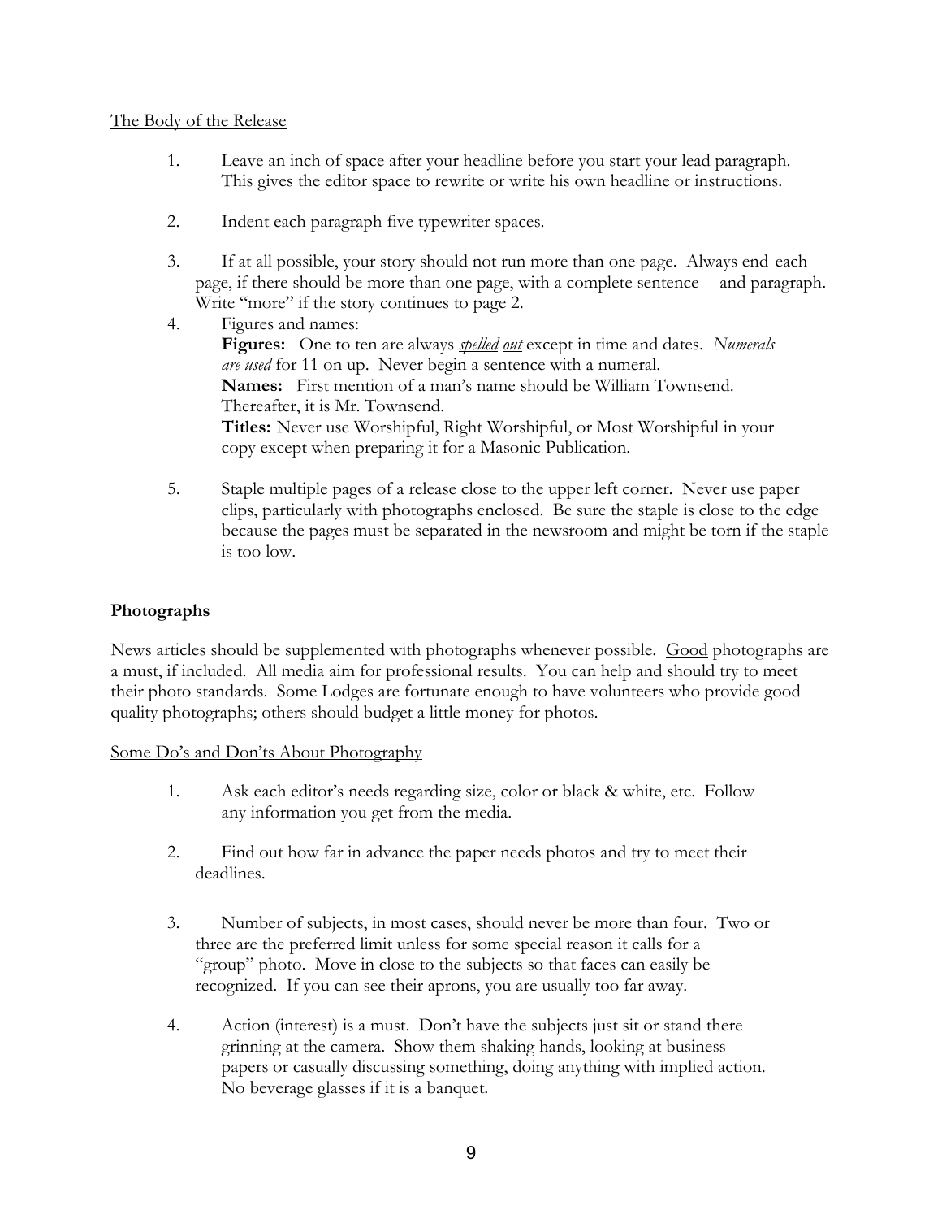The Body of the Release

1. Leave an inch of space after your headline before you start your lead paragraph. This gives the editor space to rewrite or write his own headline or instructions.

2. Indent each paragraph five typewriter spaces.

3. If at all possible, your story should not run more than one page. Always end each page, if there should be more than one page, with a complete sentence and paragraph. Write "more" if the story continues to page 2.

4. Figures and names:
   **Figures:** One to ten are always *spelled out* except in time and dates. *Numerals are used* for 11 on up. Never begin a sentence with a numeral.
   **Names:** First mention of a man's name should be William Townsend. Thereafter, it is Mr. Townsend.
   **Titles:** Never use Worshipful, Right Worshipful, or Most Worshipful in your copy except when preparing it for a Masonic Publication.

5. Staple multiple pages of a release close to the upper left corner. Never use paper clips, particularly with photographs enclosed. Be sure the staple is close to the edge because the pages must be separated in the newsroom and might be torn if the staple is too low.

## Photographs

News articles should be supplemented with photographs whenever possible. Good photographs are a must, if included. All media aim for professional results. You can help and should try to meet their photo standards. Some Lodges are fortunate enough to have volunteers who provide good quality photographs; others should budget a little money for photos.

Some Do's and Don'ts About Photography

1. Ask each editor's needs regarding size, color or black & white, etc. Follow any information you get from the media.

2. Find out how far in advance the paper needs photos and try to meet their deadlines.

3. Number of subjects, in most cases, should never be more than four. Two or three are the preferred limit unless for some special reason it calls for a "group" photo. Move in close to the subjects so that faces can easily be recognized. If you can see their aprons, you are usually too far away.

4. Action (interest) is a must. Don't have the subjects just sit or stand there grinning at the camera. Show them shaking hands, looking at business papers or casually discussing something, doing anything with implied action. No beverage glasses if it is a banquet.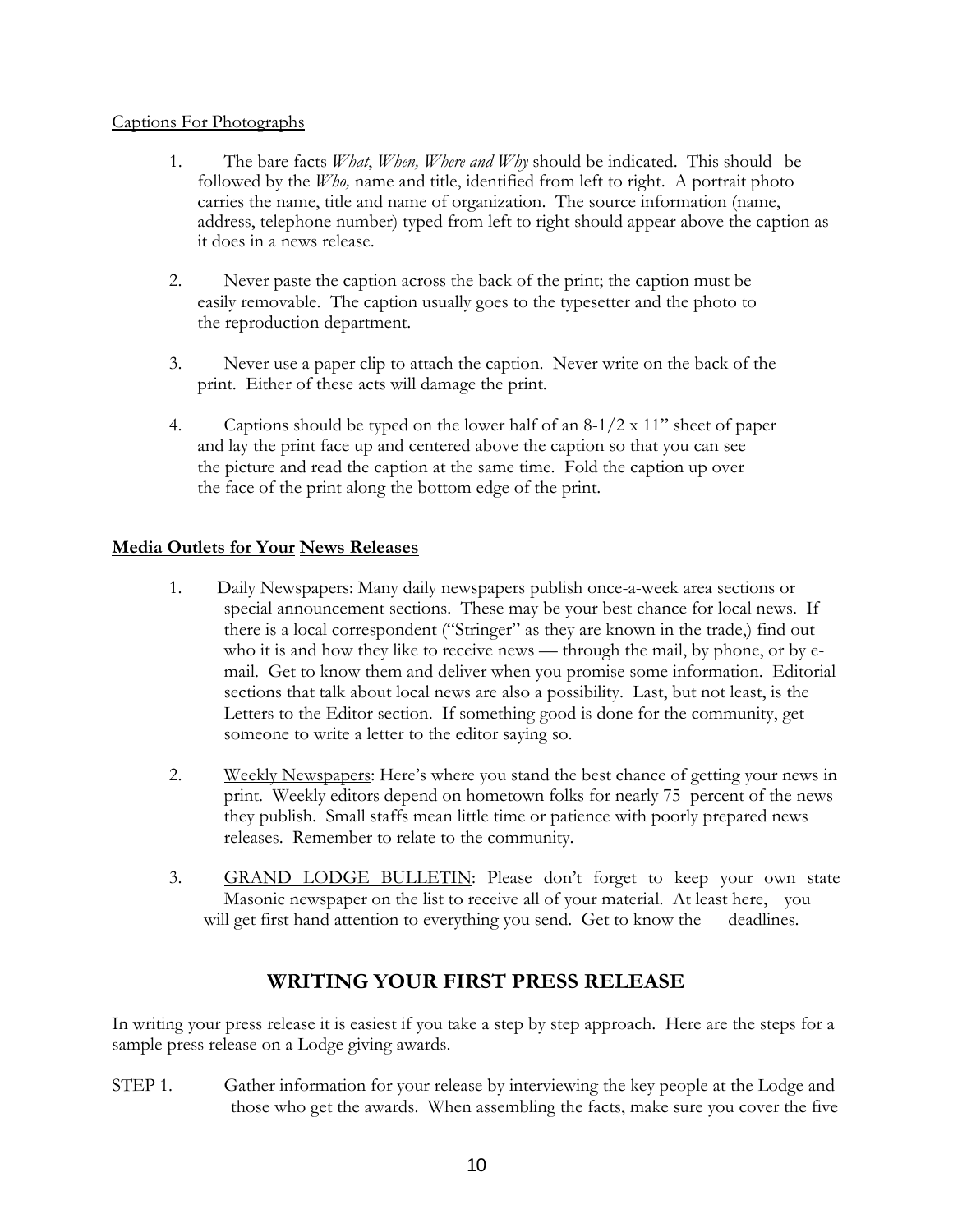Captions For Photographs

1. The bare facts *What*, *When, Where and Why* should be indicated. This should be followed by the *Who,* name and title, identified from left to right. A portrait photo carries the name, title and name of organization. The source information (name, address, telephone number) typed from left to right should appear above the caption as it does in a news release.

2. Never paste the caption across the back of the print; the caption must be easily removable. The caption usually goes to the typesetter and the photo to the reproduction department.

3. Never use a paper clip to attach the caption. Never write on the back of the print. Either of these acts will damage the print.

4. Captions should be typed on the lower half of an 8-1/2 x 11" sheet of paper and lay the print face up and centered above the caption so that you can see the picture and read the caption at the same time. Fold the caption up over the face of the print along the bottom edge of the print.

**Media Outlets for Your News Releases**

1. Daily Newspapers: Many daily newspapers publish once-a-week area sections or special announcement sections. These may be your best chance for local news. If there is a local correspondent ("Stringer" as they are known in the trade,) find out who it is and how they like to receive news — through the mail, by phone, or by e-mail. Get to know them and deliver when you promise some information. Editorial sections that talk about local news are also a possibility. Last, but not least, is the Letters to the Editor section. If something good is done for the community, get someone to write a letter to the editor saying so.

2. Weekly Newspapers: Here's where you stand the best chance of getting your news in print. Weekly editors depend on hometown folks for nearly 75 percent of the news they publish. Small staffs mean little time or patience with poorly prepared news releases. Remember to relate to the community.

3. GRAND LODGE BULLETIN: Please don't forget to keep your own state Masonic newspaper on the list to receive all of your material. At least here, you will get first hand attention to everything you send. Get to know the deadlines.

## WRITING YOUR FIRST PRESS RELEASE

In writing your press release it is easiest if you take a step by step approach. Here are the steps for a sample press release on a Lodge giving awards.

STEP 1. Gather information for your release by interviewing the key people at the Lodge and those who get the awards. When assembling the facts, make sure you cover the five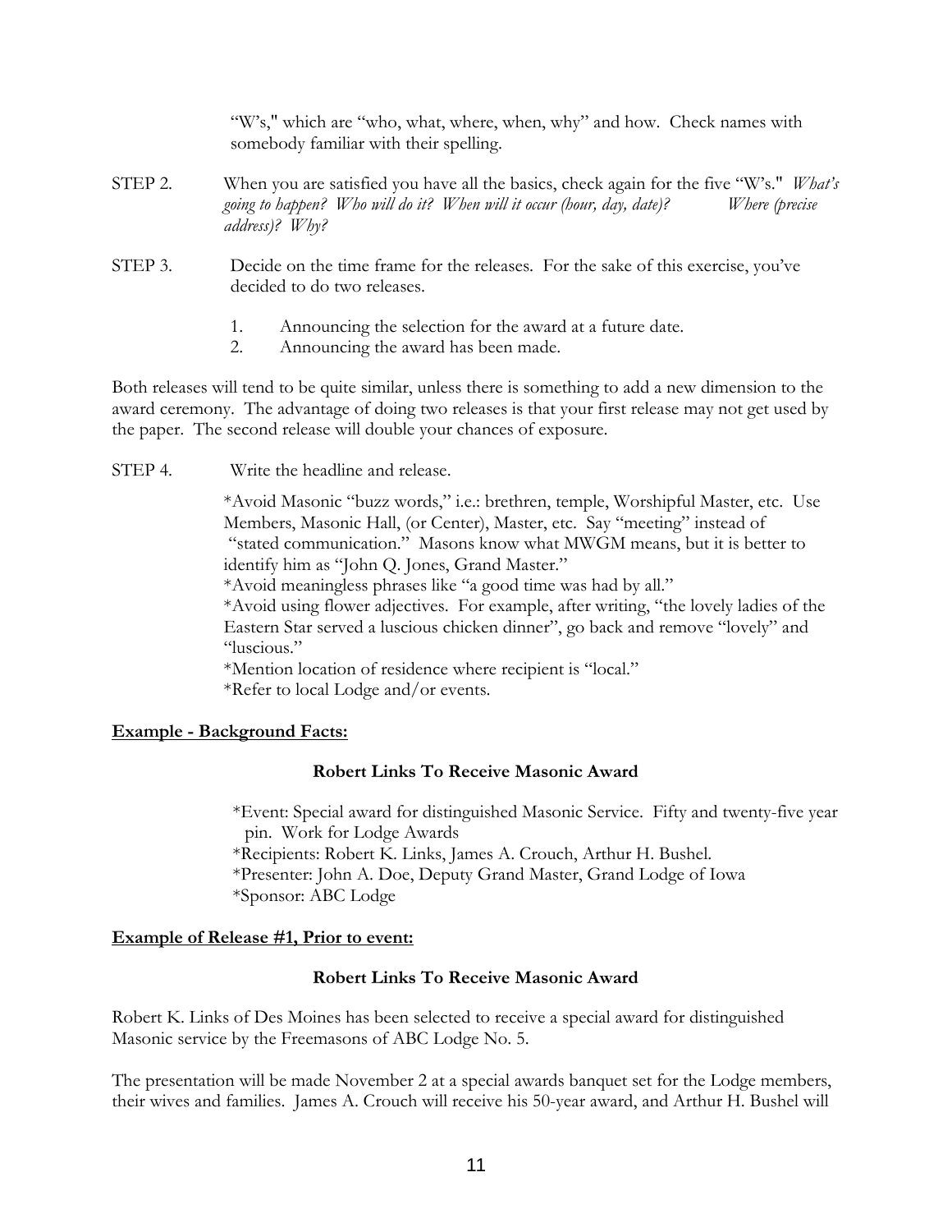"W's," which are "who, what, where, when, why" and how. Check names with somebody familiar with their spelling.

STEP 2. When you are satisfied you have all the basics, check again for the five "W's." *What's going to happen? Who will do it? When will it occur (hour, day, date)? Where (precise address)? Why?*

STEP 3. Decide on the time frame for the releases. For the sake of this exercise, you've decided to do two releases.

1. Announcing the selection for the award at a future date.
2. Announcing the award has been made.

Both releases will tend to be quite similar, unless there is something to add a new dimension to the award ceremony. The advantage of doing two releases is that your first release may not get used by the paper. The second release will double your chances of exposure.

STEP 4. Write the headline and release.

*Avoid Masonic "buzz words," i.e.: brethren, temple, Worshipful Master, etc. Use Members, Masonic Hall, (or Center), Master, etc. Say "meeting" instead of "stated communication." Masons know what MWGM means, but it is better to identify him as "John Q. Jones, Grand Master."
*Avoid meaningless phrases like "a good time was had by all."
*Avoid using flower adjectives. For example, after writing, "the lovely ladies of the Eastern Star served a luscious chicken dinner", go back and remove "lovely" and "luscious."
*Mention location of residence where recipient is "local."
*Refer to local Lodge and/or events.

**<u>Example - Background Facts:</u>**

**Robert Links To Receive Masonic Award**

*Event: Special award for distinguished Masonic Service. Fifty and twenty-five year pin. Work for Lodge Awards
*Recipients: Robert K. Links, James A. Crouch, Arthur H. Bushel.
*Presenter: John A. Doe, Deputy Grand Master, Grand Lodge of Iowa
*Sponsor: ABC Lodge

**<u>Example of Release #1, Prior to event:</u>**

**Robert Links To Receive Masonic Award**

Robert K. Links of Des Moines has been selected to receive a special award for distinguished Masonic service by the Freemasons of ABC Lodge No. 5.

The presentation will be made November 2 at a special awards banquet set for the Lodge members, their wives and families. James A. Crouch will receive his 50-year award, and Arthur H. Bushel will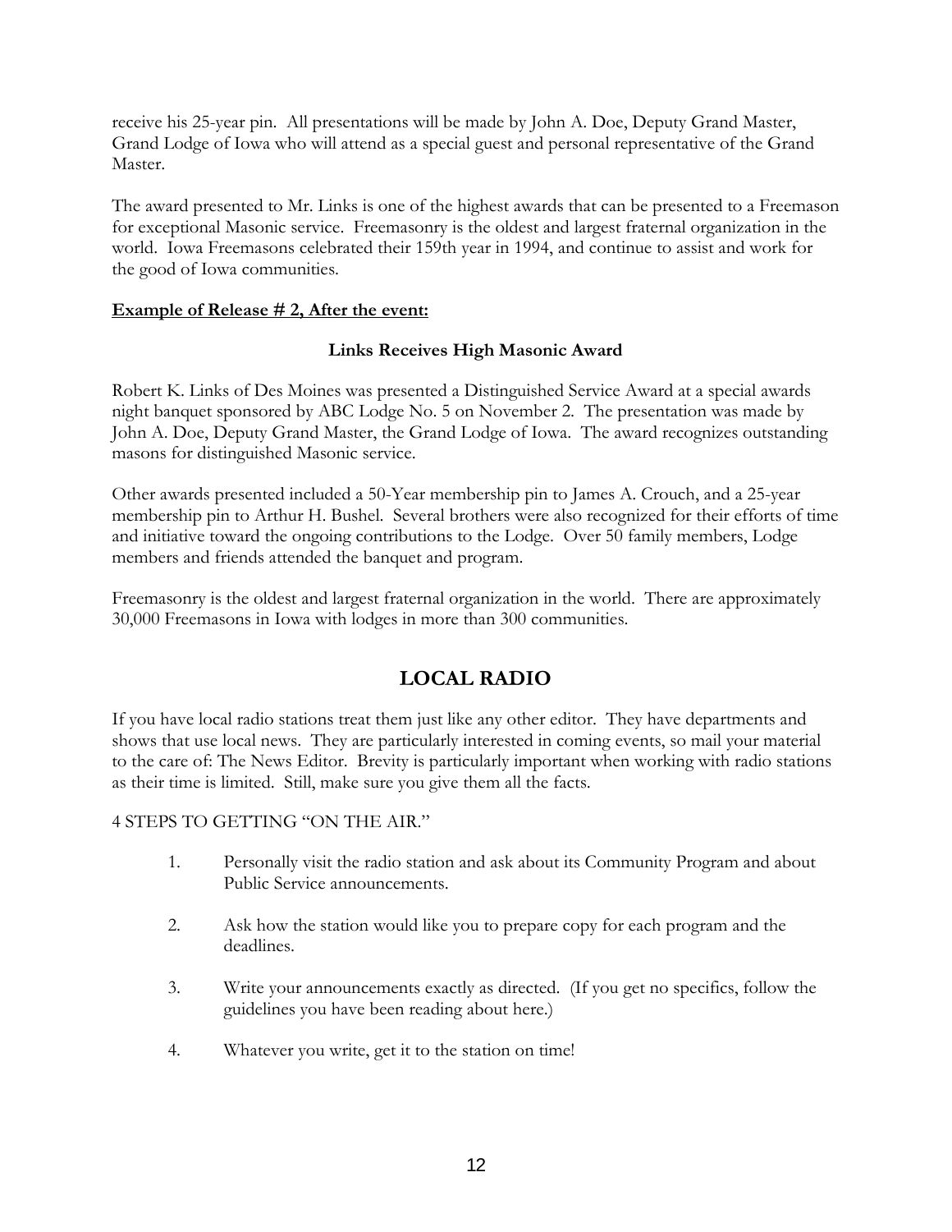receive his 25-year pin. All presentations will be made by John A. Doe, Deputy Grand Master, Grand Lodge of Iowa who will attend as a special guest and personal representative of the Grand Master.

The award presented to Mr. Links is one of the highest awards that can be presented to a Freemason for exceptional Masonic service. Freemasonry is the oldest and largest fraternal organization in the world. Iowa Freemasons celebrated their 159th year in 1994, and continue to assist and work for the good of Iowa communities.

<u>**Example of Release # 2, After the event:**</u>

**Links Receives High Masonic Award**

Robert K. Links of Des Moines was presented a Distinguished Service Award at a special awards night banquet sponsored by ABC Lodge No. 5 on November 2. The presentation was made by John A. Doe, Deputy Grand Master, the Grand Lodge of Iowa. The award recognizes outstanding masons for distinguished Masonic service.

Other awards presented included a 50-Year membership pin to James A. Crouch, and a 25-year membership pin to Arthur H. Bushel. Several brothers were also recognized for their efforts of time and initiative toward the ongoing contributions to the Lodge. Over 50 family members, Lodge members and friends attended the banquet and program.

Freemasonry is the oldest and largest fraternal organization in the world. There are approximately 30,000 Freemasons in Iowa with lodges in more than 300 communities.

## LOCAL RADIO

If you have local radio stations treat them just like any other editor. They have departments and shows that use local news. They are particularly interested in coming events, so mail your material to the care of: The News Editor. Brevity is particularly important when working with radio stations as their time is limited. Still, make sure you give them all the facts.

4 STEPS TO GETTING "ON THE AIR."

1. Personally visit the radio station and ask about its Community Program and about Public Service announcements.
2. Ask how the station would like you to prepare copy for each program and the deadlines.
3. Write your announcements exactly as directed. (If you get no specifics, follow the guidelines you have been reading about here.)
4. Whatever you write, get it to the station on time!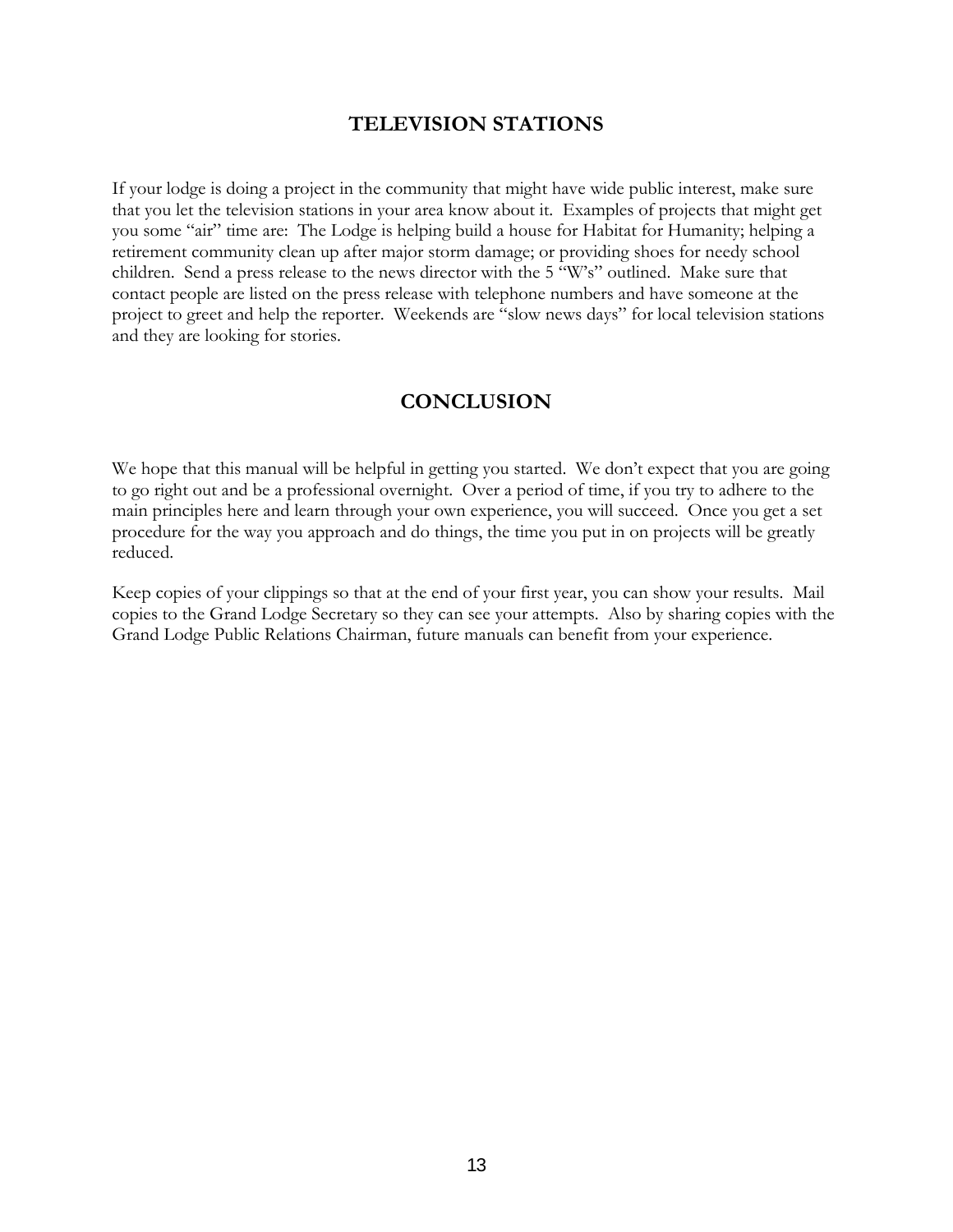## TELEVISION STATIONS

If your lodge is doing a project in the community that might have wide public interest, make sure that you let the television stations in your area know about it. Examples of projects that might get you some "air" time are: The Lodge is helping build a house for Habitat for Humanity; helping a retirement community clean up after major storm damage; or providing shoes for needy school children. Send a press release to the news director with the 5 "W's" outlined. Make sure that contact people are listed on the press release with telephone numbers and have someone at the project to greet and help the reporter. Weekends are "slow news days" for local television stations and they are looking for stories.

## CONCLUSION

We hope that this manual will be helpful in getting you started. We don't expect that you are going to go right out and be a professional overnight. Over a period of time, if you try to adhere to the main principles here and learn through your own experience, you will succeed. Once you get a set procedure for the way you approach and do things, the time you put in on projects will be greatly reduced.

Keep copies of your clippings so that at the end of your first year, you can show your results. Mail copies to the Grand Lodge Secretary so they can see your attempts. Also by sharing copies with the Grand Lodge Public Relations Chairman, future manuals can benefit from your experience.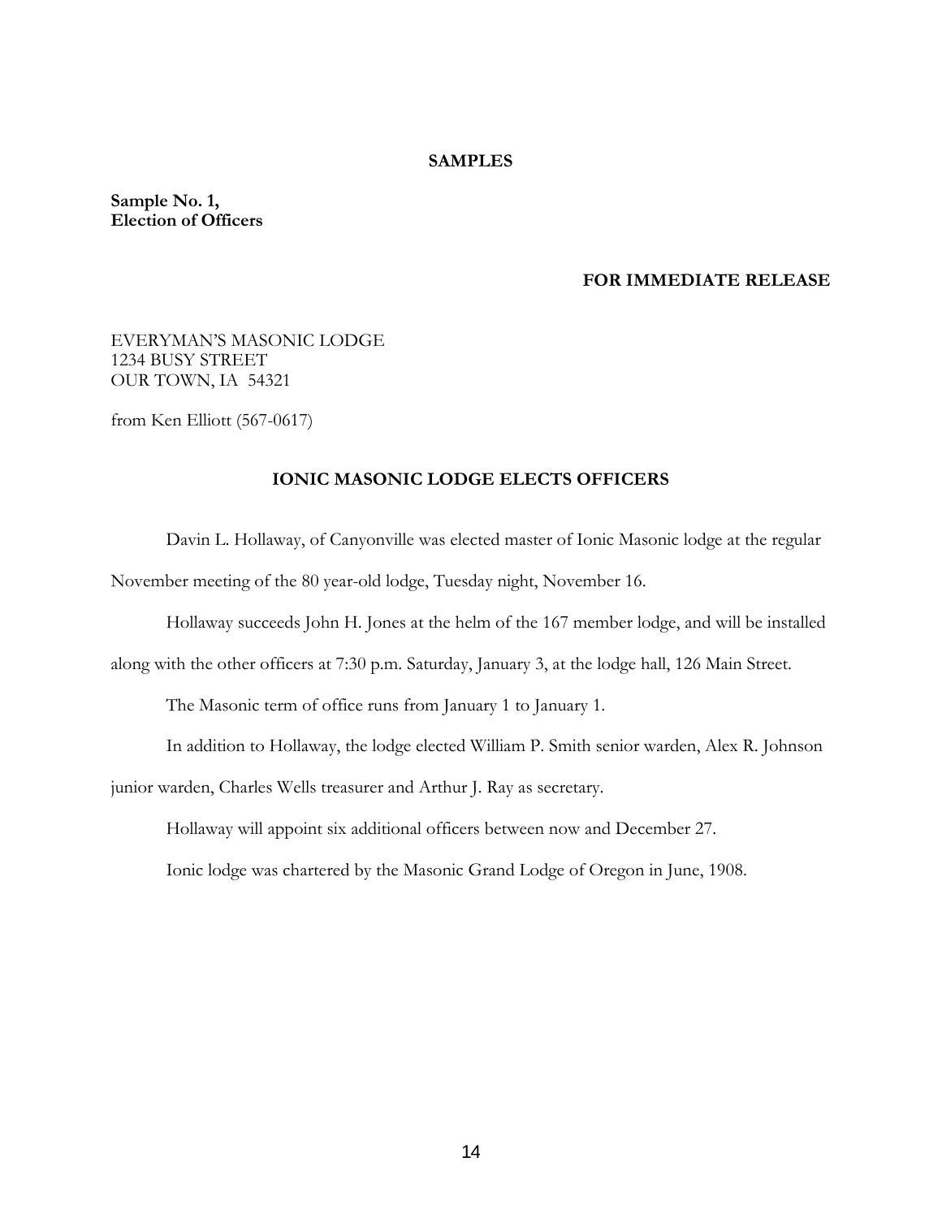## SAMPLES

**Sample No. 1,**
**Election of Officers**

**FOR IMMEDIATE RELEASE**

EVERYMAN'S MASONIC LODGE
1234 BUSY STREET
OUR TOWN, IA 54321

from Ken Elliott (567-0617)

### IONIC MASONIC LODGE ELECTS OFFICERS

Davin L. Hollaway, of Canyonville was elected master of Ionic Masonic lodge at the regular November meeting of the 80 year-old lodge, Tuesday night, November 16.

Hollaway succeeds John H. Jones at the helm of the 167 member lodge, and will be installed along with the other officers at 7:30 p.m. Saturday, January 3, at the lodge hall, 126 Main Street.

The Masonic term of office runs from January 1 to January 1.

In addition to Hollaway, the lodge elected William P. Smith senior warden, Alex R. Johnson junior warden, Charles Wells treasurer and Arthur J. Ray as secretary.

Hollaway will appoint six additional officers between now and December 27.

Ionic lodge was chartered by the Masonic Grand Lodge of Oregon in June, 1908.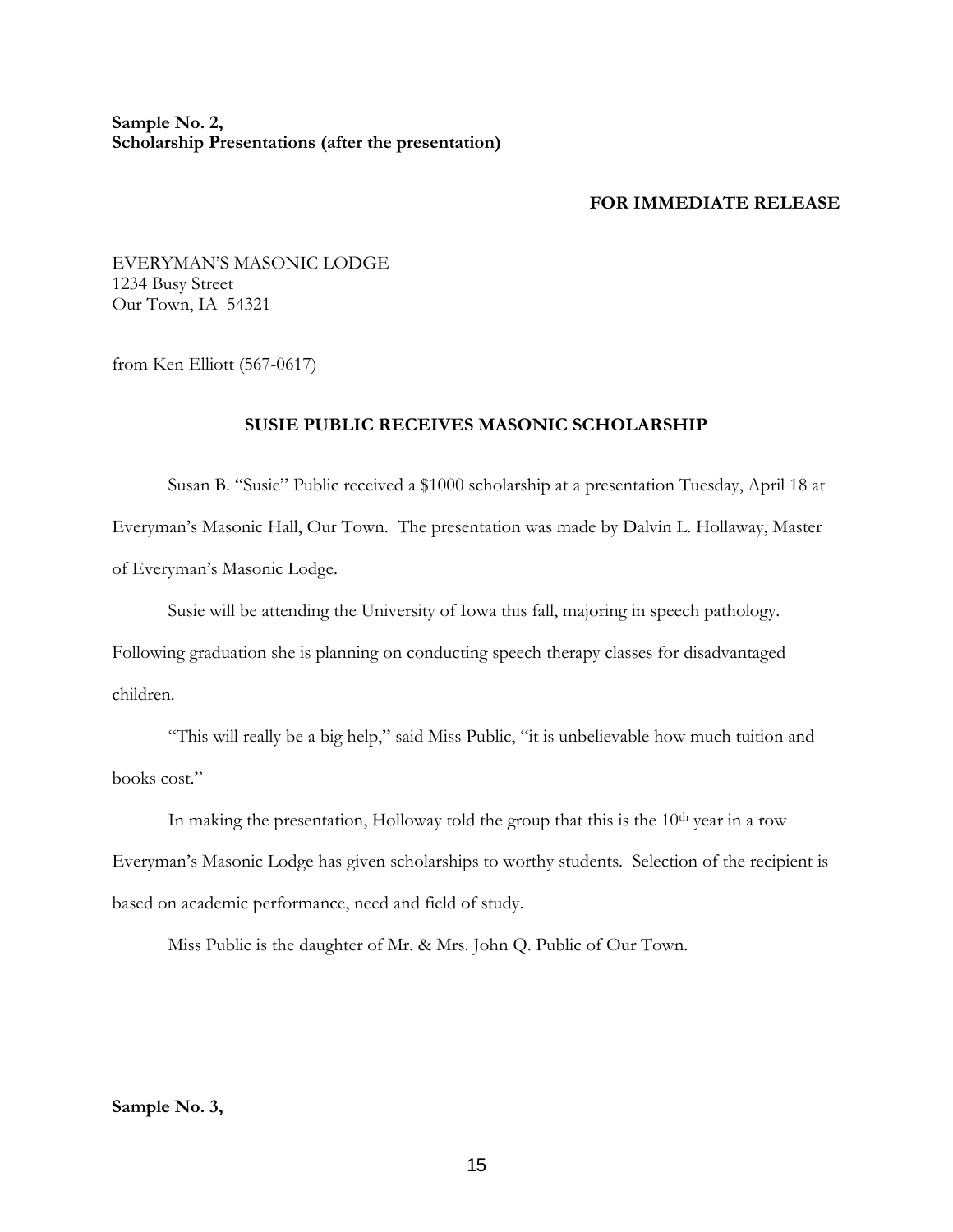**Sample No. 2,**
**Scholarship Presentations (after the presentation)**

**FOR IMMEDIATE RELEASE**

EVERYMAN'S MASONIC LODGE
1234 Busy Street
Our Town, IA 54321

from Ken Elliott (567-0617)

**SUSIE PUBLIC RECEIVES MASONIC SCHOLARSHIP**

Susan B. "Susie" Public received a $1000 scholarship at a presentation Tuesday, April 18 at Everyman's Masonic Hall, Our Town. The presentation was made by Dalvin L. Hollaway, Master of Everyman's Masonic Lodge.

Susie will be attending the University of Iowa this fall, majoring in speech pathology. Following graduation she is planning on conducting speech therapy classes for disadvantaged children.

"This will really be a big help," said Miss Public, "it is unbelievable how much tuition and books cost."

In making the presentation, Holloway told the group that this is the 10th year in a row Everyman's Masonic Lodge has given scholarships to worthy students. Selection of the recipient is based on academic performance, need and field of study.

Miss Public is the daughter of Mr. & Mrs. John Q. Public of Our Town.

**Sample No. 3,**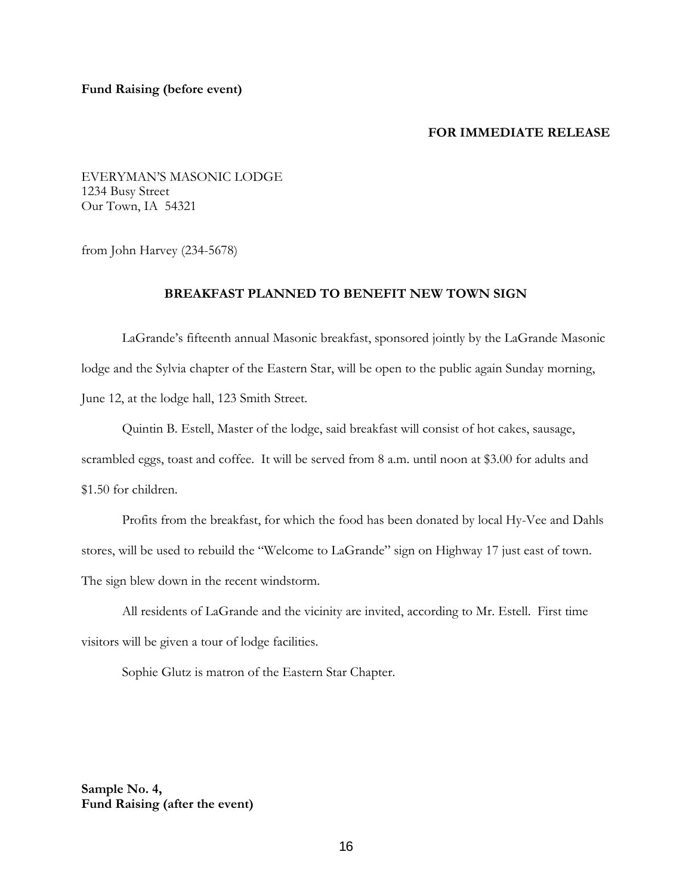**Fund Raising (before event)**

**FOR IMMEDIATE RELEASE**

EVERYMAN'S MASONIC LODGE
1234 Busy Street
Our Town, IA 54321

from John Harvey (234-5678)

**BREAKFAST PLANNED TO BENEFIT NEW TOWN SIGN**

LaGrande's fifteenth annual Masonic breakfast, sponsored jointly by the LaGrande Masonic lodge and the Sylvia chapter of the Eastern Star, will be open to the public again Sunday morning, June 12, at the lodge hall, 123 Smith Street.

Quintin B. Estell, Master of the lodge, said breakfast will consist of hot cakes, sausage, scrambled eggs, toast and coffee. It will be served from 8 a.m. until noon at $3.00 for adults and $1.50 for children.

Profits from the breakfast, for which the food has been donated by local Hy-Vee and Dahls stores, will be used to rebuild the "Welcome to LaGrande" sign on Highway 17 just east of town. The sign blew down in the recent windstorm.

All residents of LaGrande and the vicinity are invited, according to Mr. Estell. First time visitors will be given a tour of lodge facilities.

Sophie Glutz is matron of the Eastern Star Chapter.

**Sample No. 4,**
**Fund Raising (after the event)**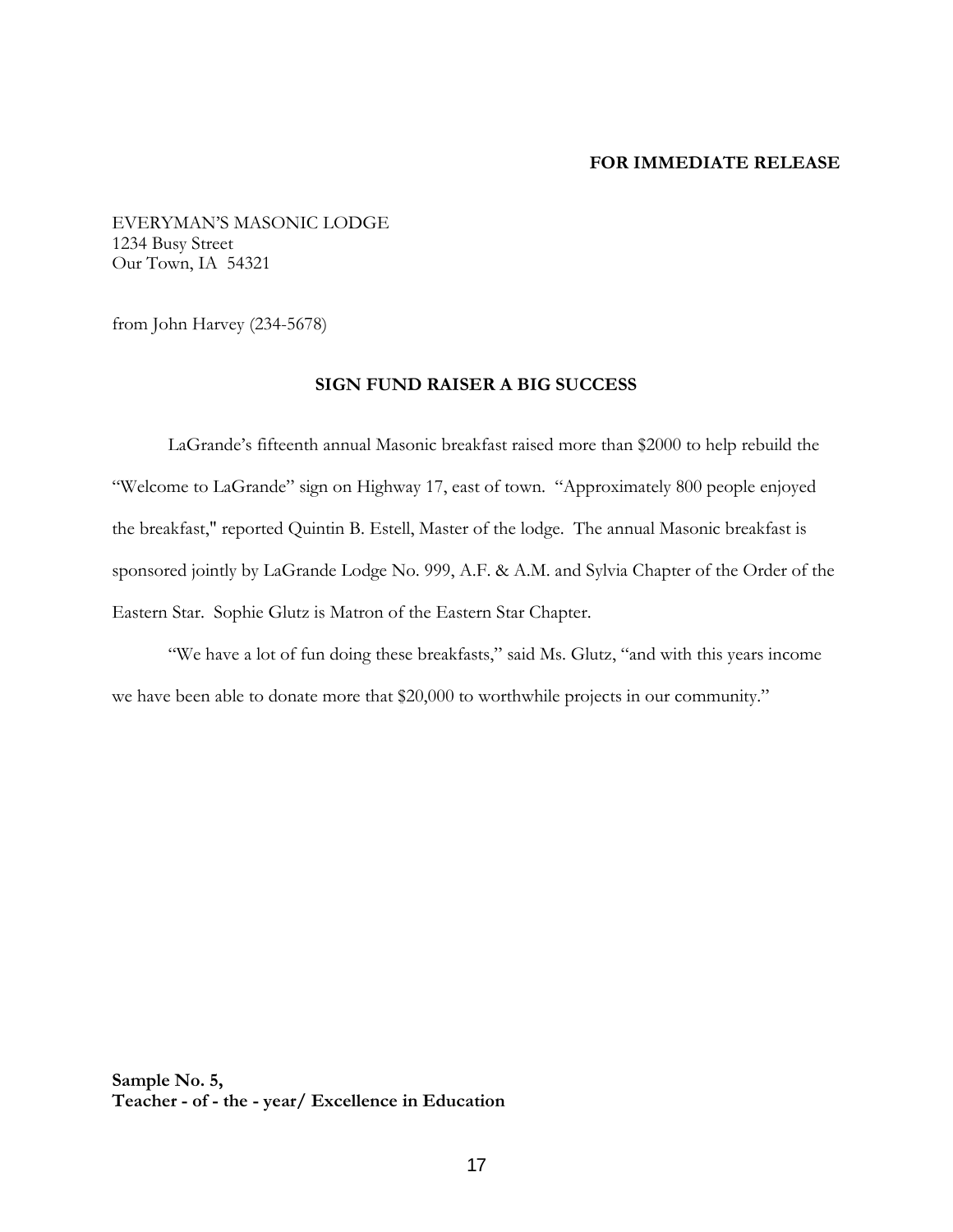**FOR IMMEDIATE RELEASE**

EVERYMAN'S MASONIC LODGE
1234 Busy Street
Our Town, IA 54321

from John Harvey (234-5678)

**SIGN FUND RAISER A BIG SUCCESS**

LaGrande's fifteenth annual Masonic breakfast raised more than $2000 to help rebuild the "Welcome to LaGrande" sign on Highway 17, east of town. "Approximately 800 people enjoyed the breakfast," reported Quintin B. Estell, Master of the lodge. The annual Masonic breakfast is sponsored jointly by LaGrande Lodge No. 999, A.F. & A.M. and Sylvia Chapter of the Order of the Eastern Star. Sophie Glutz is Matron of the Eastern Star Chapter.

"We have a lot of fun doing these breakfasts," said Ms. Glutz, "and with this years income we have been able to donate more that $20,000 to worthwhile projects in our community."

**Sample No. 5,**
**Teacher - of - the - year/ Excellence in Education**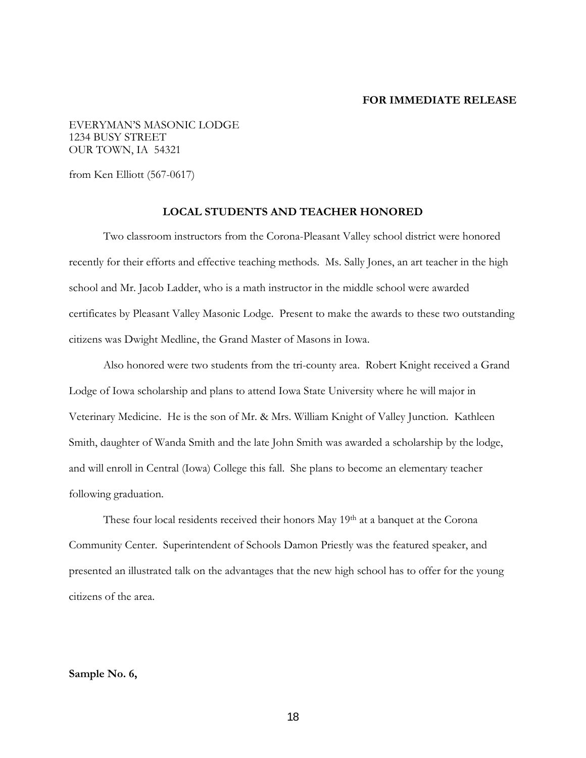**FOR IMMEDIATE RELEASE**

EVERYMAN'S MASONIC LODGE
1234 BUSY STREET
OUR TOWN, IA 54321

from Ken Elliott (567-0617)

**LOCAL STUDENTS AND TEACHER HONORED**

Two classroom instructors from the Corona-Pleasant Valley school district were honored recently for their efforts and effective teaching methods. Ms. Sally Jones, an art teacher in the high school and Mr. Jacob Ladder, who is a math instructor in the middle school were awarded certificates by Pleasant Valley Masonic Lodge. Present to make the awards to these two outstanding citizens was Dwight Medline, the Grand Master of Masons in Iowa.

Also honored were two students from the tri-county area. Robert Knight received a Grand Lodge of Iowa scholarship and plans to attend Iowa State University where he will major in Veterinary Medicine. He is the son of Mr. & Mrs. William Knight of Valley Junction. Kathleen Smith, daughter of Wanda Smith and the late John Smith was awarded a scholarship by the lodge, and will enroll in Central (Iowa) College this fall. She plans to become an elementary teacher following graduation.

These four local residents received their honors May 19th at a banquet at the Corona Community Center. Superintendent of Schools Damon Priestly was the featured speaker, and presented an illustrated talk on the advantages that the new high school has to offer for the young citizens of the area.

**Sample No. 6,**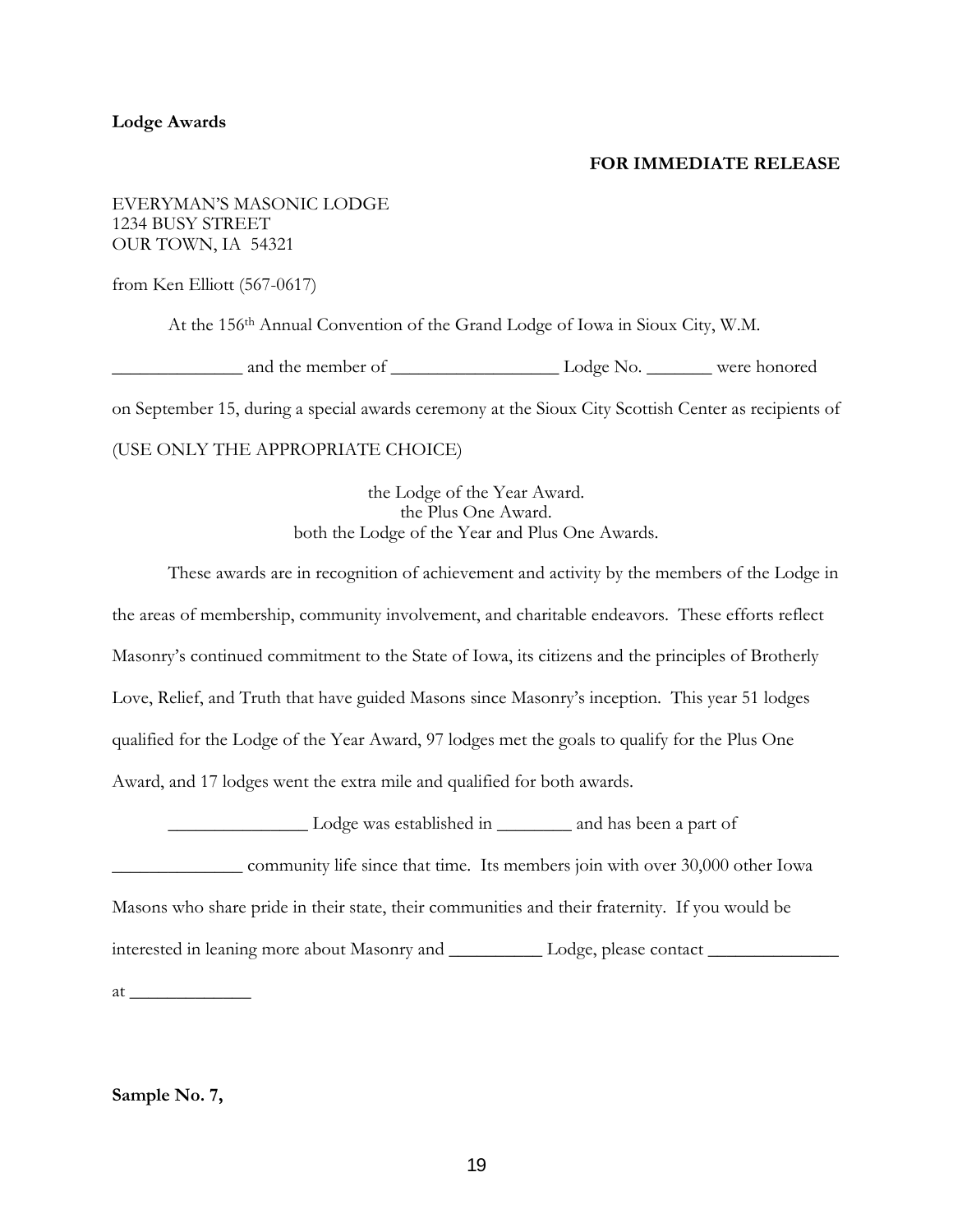**Lodge Awards**

**FOR IMMEDIATE RELEASE**

EVERYMAN'S MASONIC LODGE
1234 BUSY STREET
OUR TOWN, IA 54321

from Ken Elliott (567-0617)

At the 156th Annual Convention of the Grand Lodge of Iowa in Sioux City, W.M. ______________ and the member of __________________ Lodge No. _______ were honored on September 15, during a special awards ceremony at the Sioux City Scottish Center as recipients of

(USE ONLY THE APPROPRIATE CHOICE)

the Lodge of the Year Award.
the Plus One Award.
both the Lodge of the Year and Plus One Awards.

These awards are in recognition of achievement and activity by the members of the Lodge in the areas of membership, community involvement, and charitable endeavors. These efforts reflect Masonry's continued commitment to the State of Iowa, its citizens and the principles of Brotherly Love, Relief, and Truth that have guided Masons since Masonry's inception. This year 51 lodges qualified for the Lodge of the Year Award, 97 lodges met the goals to qualify for the Plus One Award, and 17 lodges went the extra mile and qualified for both awards.

_______________ Lodge was established in ________ and has been a part of ______________ community life since that time. Its members join with over 30,000 other Iowa Masons who share pride in their state, their communities and their fraternity. If you would be interested in leaning more about Masonry and __________ Lodge, please contact ______________ at _____________

**Sample No. 7,**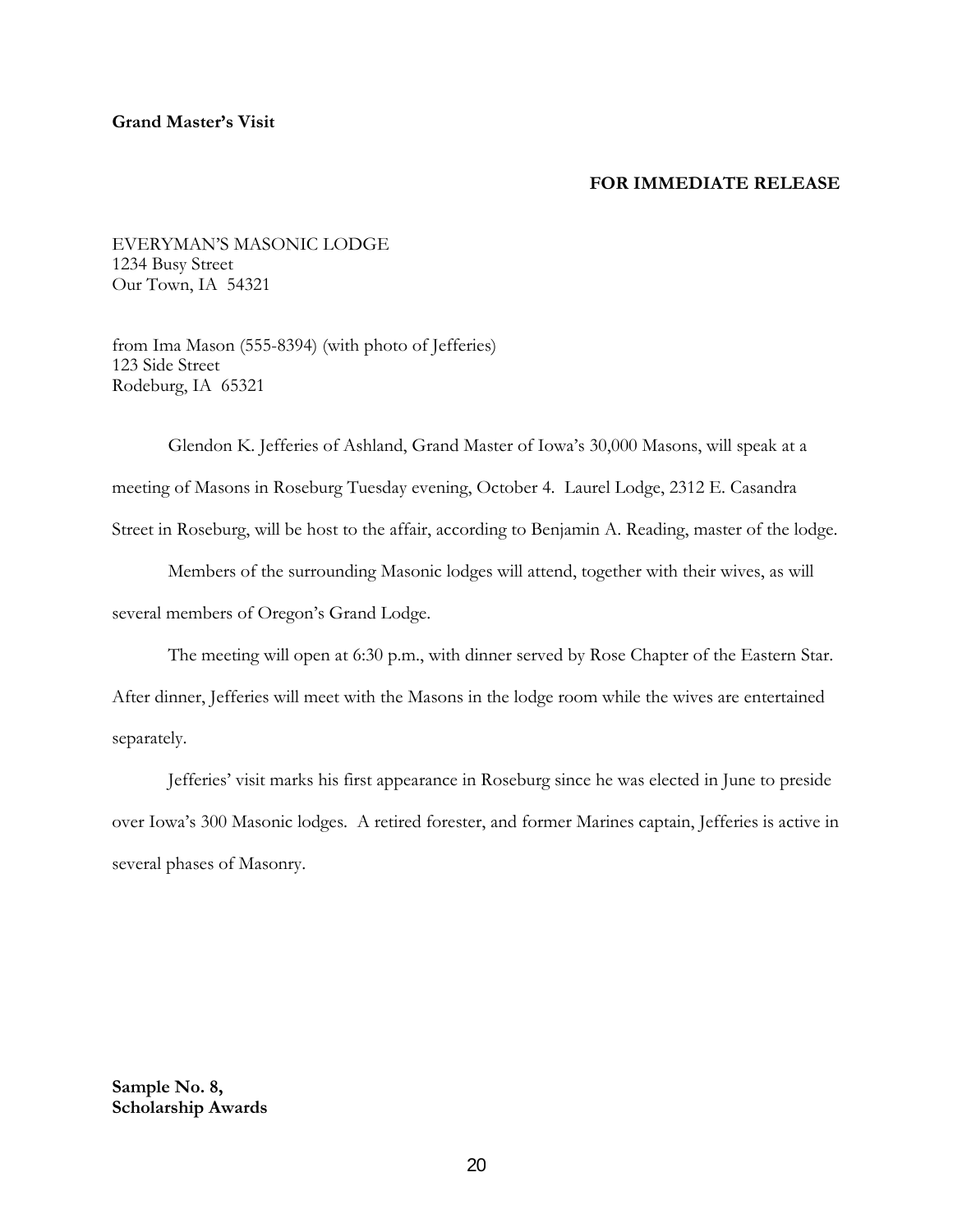**Grand Master's Visit**

**FOR IMMEDIATE RELEASE**

EVERYMAN'S MASONIC LODGE
1234 Busy Street
Our Town, IA  54321

from Ima Mason (555-8394) (with photo of Jefferies)
123 Side Street
Rodeburg, IA  65321

Glendon K. Jefferies of Ashland, Grand Master of Iowa's 30,000 Masons, will speak at a meeting of Masons in Roseburg Tuesday evening, October 4.  Laurel Lodge, 2312 E. Casandra Street in Roseburg, will be host to the affair, according to Benjamin A. Reading, master of the lodge.

Members of the surrounding Masonic lodges will attend, together with their wives, as will several members of Oregon's Grand Lodge.

The meeting will open at 6:30 p.m., with dinner served by Rose Chapter of the Eastern Star. After dinner, Jefferies will meet with the Masons in the lodge room while the wives are entertained separately.

Jefferies' visit marks his first appearance in Roseburg since he was elected in June to preside over Iowa's 300 Masonic lodges.  A retired forester, and former Marines captain, Jefferies is active in several phases of Masonry.

**Sample No. 8,**
**Scholarship Awards**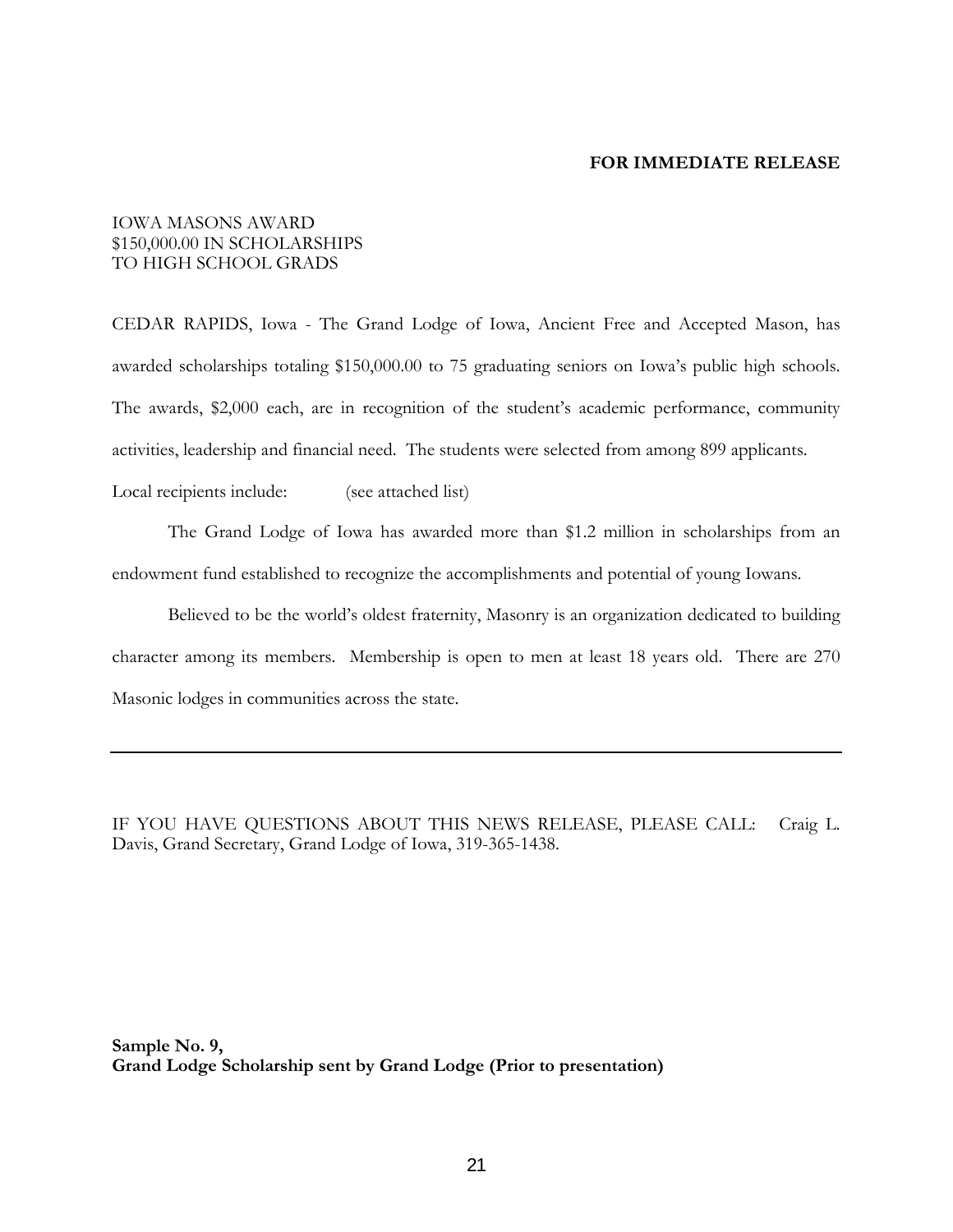**FOR IMMEDIATE RELEASE**

IOWA MASONS AWARD
$150,000.00 IN SCHOLARSHIPS
TO HIGH SCHOOL GRADS

CEDAR RAPIDS, Iowa - The Grand Lodge of Iowa, Ancient Free and Accepted Mason, has awarded scholarships totaling $150,000.00 to 75 graduating seniors on Iowa's public high schools. The awards, $2,000 each, are in recognition of the student's academic performance, community activities, leadership and financial need. The students were selected from among 899 applicants.

Local recipients include: (see attached list)

The Grand Lodge of Iowa has awarded more than $1.2 million in scholarships from an endowment fund established to recognize the accomplishments and potential of young Iowans.

Believed to be the world's oldest fraternity, Masonry is an organization dedicated to building character among its members. Membership is open to men at least 18 years old. There are 270 Masonic lodges in communities across the state.

---

IF YOU HAVE QUESTIONS ABOUT THIS NEWS RELEASE, PLEASE CALL: Craig L. Davis, Grand Secretary, Grand Lodge of Iowa, 319-365-1438.

**Sample No. 9,**
**Grand Lodge Scholarship sent by Grand Lodge (Prior to presentation)**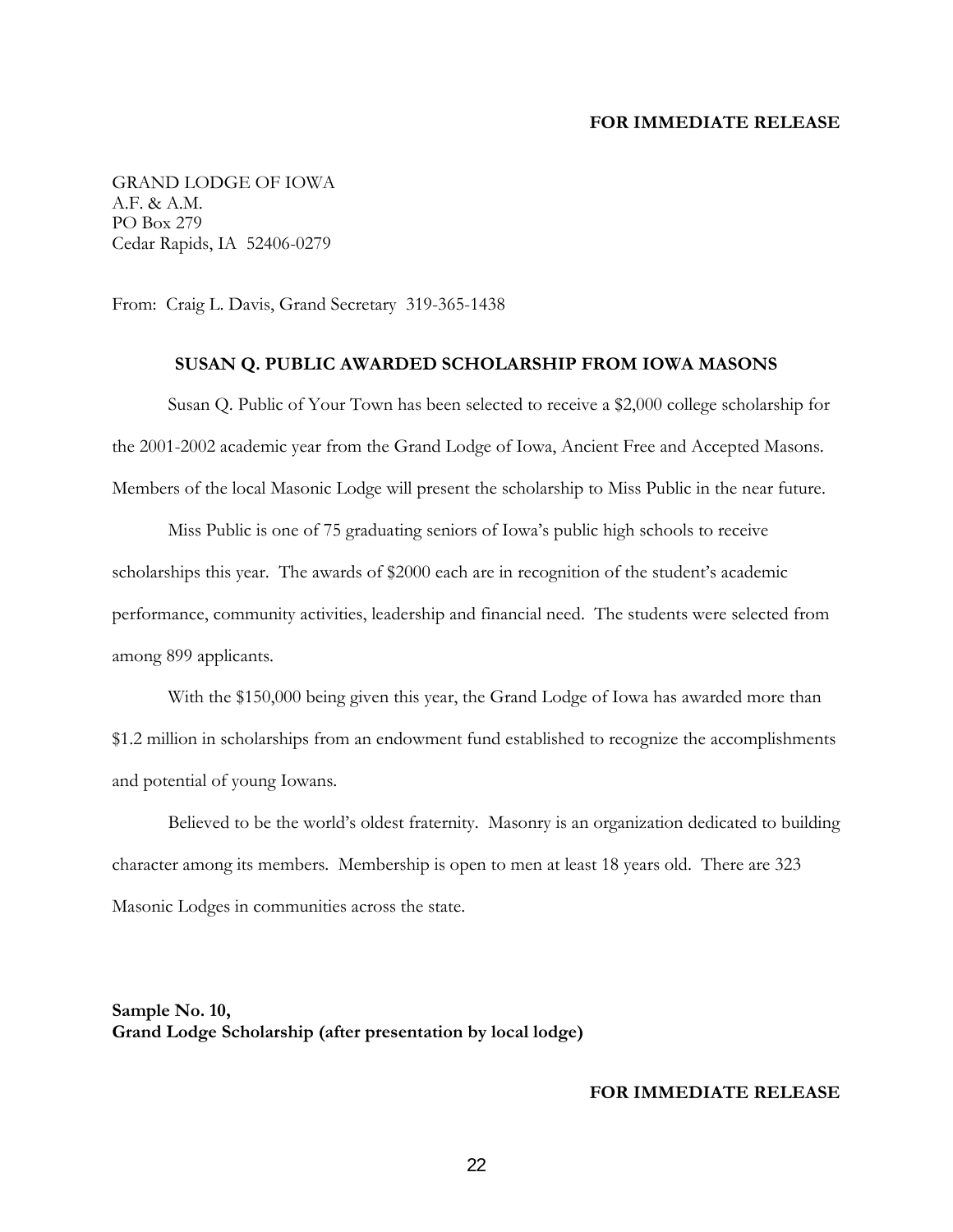**FOR IMMEDIATE RELEASE**

GRAND LODGE OF IOWA
A.F. & A.M.
PO Box 279
Cedar Rapids, IA 52406-0279

From: Craig L. Davis, Grand Secretary 319-365-1438

**SUSAN Q. PUBLIC AWARDED SCHOLARSHIP FROM IOWA MASONS**

Susan Q. Public of Your Town has been selected to receive a $2,000 college scholarship for the 2001-2002 academic year from the Grand Lodge of Iowa, Ancient Free and Accepted Masons. Members of the local Masonic Lodge will present the scholarship to Miss Public in the near future.

Miss Public is one of 75 graduating seniors of Iowa's public high schools to receive scholarships this year. The awards of $2000 each are in recognition of the student's academic performance, community activities, leadership and financial need. The students were selected from among 899 applicants.

With the $150,000 being given this year, the Grand Lodge of Iowa has awarded more than $1.2 million in scholarships from an endowment fund established to recognize the accomplishments and potential of young Iowans.

Believed to be the world's oldest fraternity. Masonry is an organization dedicated to building character among its members. Membership is open to men at least 18 years old. There are 323 Masonic Lodges in communities across the state.

**Sample No. 10,**
**Grand Lodge Scholarship (after presentation by local lodge)**

**FOR IMMEDIATE RELEASE**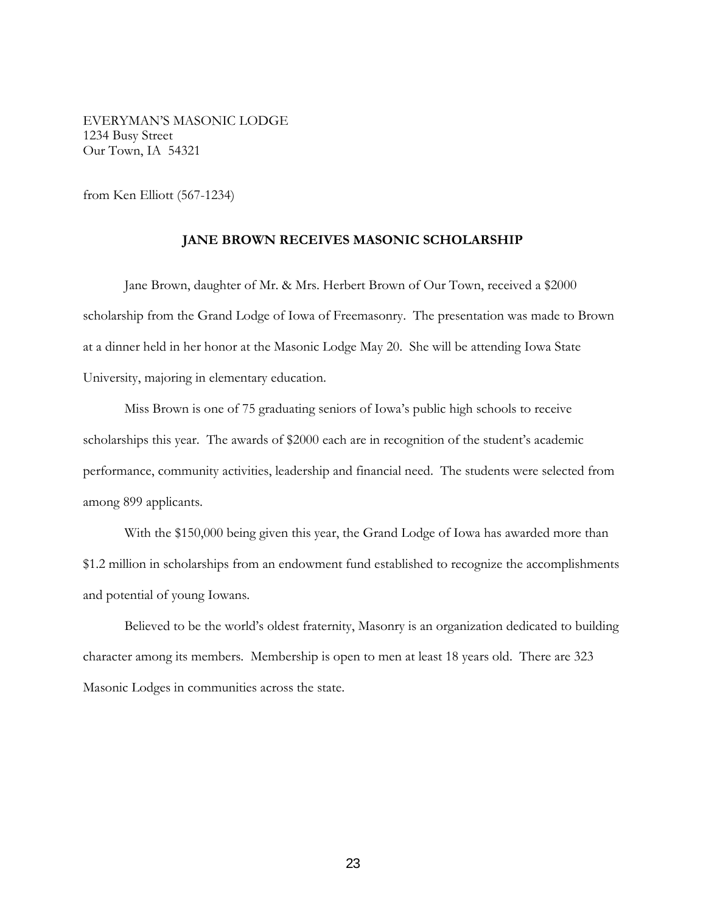EVERYMAN'S MASONIC LODGE
1234 Busy Street
Our Town, IA 54321

from Ken Elliott (567-1234)

**JANE BROWN RECEIVES MASONIC SCHOLARSHIP**

Jane Brown, daughter of Mr. & Mrs. Herbert Brown of Our Town, received a $2000 scholarship from the Grand Lodge of Iowa of Freemasonry. The presentation was made to Brown at a dinner held in her honor at the Masonic Lodge May 20. She will be attending Iowa State University, majoring in elementary education.

Miss Brown is one of 75 graduating seniors of Iowa's public high schools to receive scholarships this year. The awards of $2000 each are in recognition of the student's academic performance, community activities, leadership and financial need. The students were selected from among 899 applicants.

With the $150,000 being given this year, the Grand Lodge of Iowa has awarded more than $1.2 million in scholarships from an endowment fund established to recognize the accomplishments and potential of young Iowans.

Believed to be the world's oldest fraternity, Masonry is an organization dedicated to building character among its members. Membership is open to men at least 18 years old. There are 323 Masonic Lodges in communities across the state.